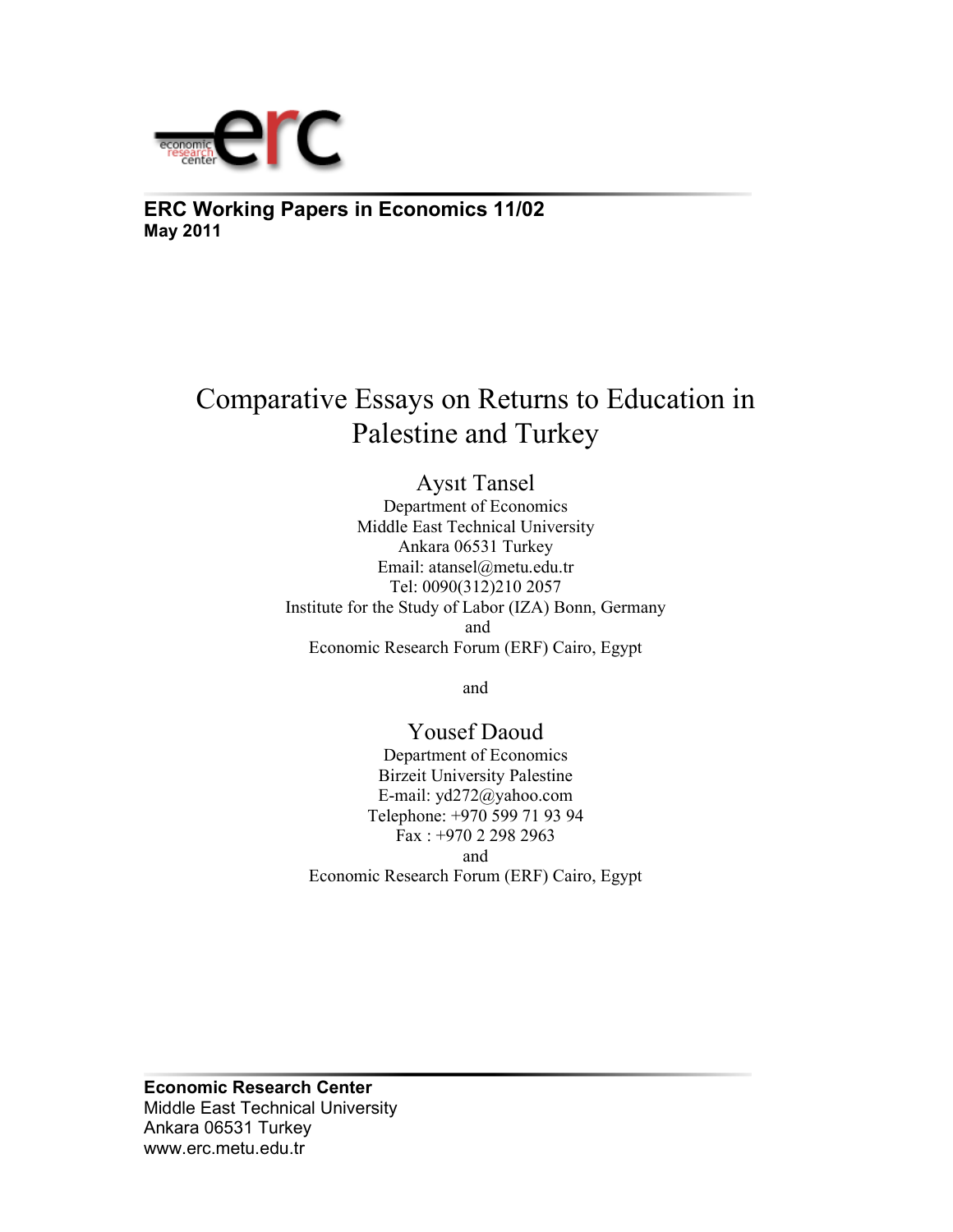**ERC Working Papers in Economics 11/02**
**May 2011**

# Comparative Essays on Returns to Education in Palestine and Turkey

Aysıt Tansel
Department of Economics
Middle East Technical University
Ankara 06531 Turkey
Email: atansel@metu.edu.tr
Tel: 0090(312)210 2057
Institute for the Study of Labor (IZA) Bonn, Germany
and
Economic Research Forum (ERF) Cairo, Egypt

and

Yousef Daoud
Department of Economics
Birzeit University Palestine
E-mail: yd272@yahoo.com
Telephone: +970 599 71 93 94
Fax : +970 2 298 2963
and
Economic Research Forum (ERF) Cairo, Egypt

**Economic Research Center**
Middle East Technical University
Ankara 06531 Turkey
www.erc.metu.edu.tr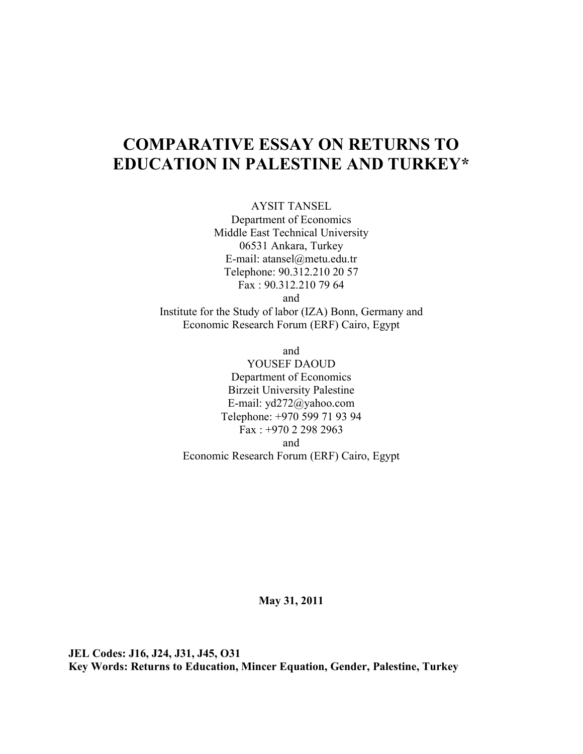# COMPARATIVE ESSAY ON RETURNS TO EDUCATION IN PALESTINE AND TURKEY*

AYSIT TANSEL
Department of Economics
Middle East Technical University
06531 Ankara, Turkey
E-mail: atansel@metu.edu.tr
Telephone: 90.312.210 20 57
Fax : 90.312.210 79 64
and
Institute for the Study of labor (IZA) Bonn, Germany and
Economic Research Forum (ERF) Cairo, Egypt

and

YOUSEF DAOUD
Department of Economics
Birzeit University Palestine
E-mail: yd272@yahoo.com
Telephone: +970 599 71 93 94
Fax : +970 2 298 2963
and
Economic Research Forum (ERF) Cairo, Egypt

**May 31, 2011**

**JEL Codes: J16, J24, J31, J45, O31**
**Key Words: Returns to Education, Mincer Equation, Gender, Palestine, Turkey**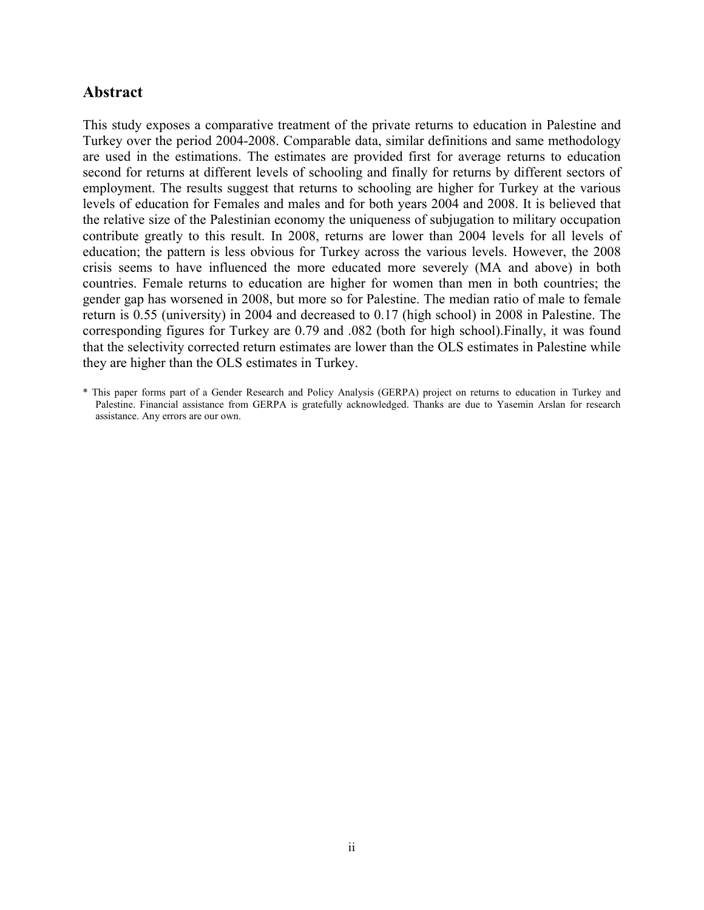## Abstract

This study exposes a comparative treatment of the private returns to education in Palestine and Turkey over the period 2004-2008. Comparable data, similar definitions and same methodology are used in the estimations. The estimates are provided first for average returns to education second for returns at different levels of schooling and finally for returns by different sectors of employment. The results suggest that returns to schooling are higher for Turkey at the various levels of education for Females and males and for both years 2004 and 2008. It is believed that the relative size of the Palestinian economy the uniqueness of subjugation to military occupation contribute greatly to this result. In 2008, returns are lower than 2004 levels for all levels of education; the pattern is less obvious for Turkey across the various levels. However, the 2008 crisis seems to have influenced the more educated more severely (MA and above) in both countries. Female returns to education are higher for women than men in both countries; the gender gap has worsened in 2008, but more so for Palestine. The median ratio of male to female return is 0.55 (university) in 2004 and decreased to 0.17 (high school) in 2008 in Palestine. The corresponding figures for Turkey are 0.79 and .082 (both for high school).Finally, it was found that the selectivity corrected return estimates are lower than the OLS estimates in Palestine while they are higher than the OLS estimates in Turkey.

* This paper forms part of a Gender Research and Policy Analysis (GERPA) project on returns to education in Turkey and Palestine. Financial assistance from GERPA is gratefully acknowledged. Thanks are due to Yasemin Arslan for research assistance. Any errors are our own.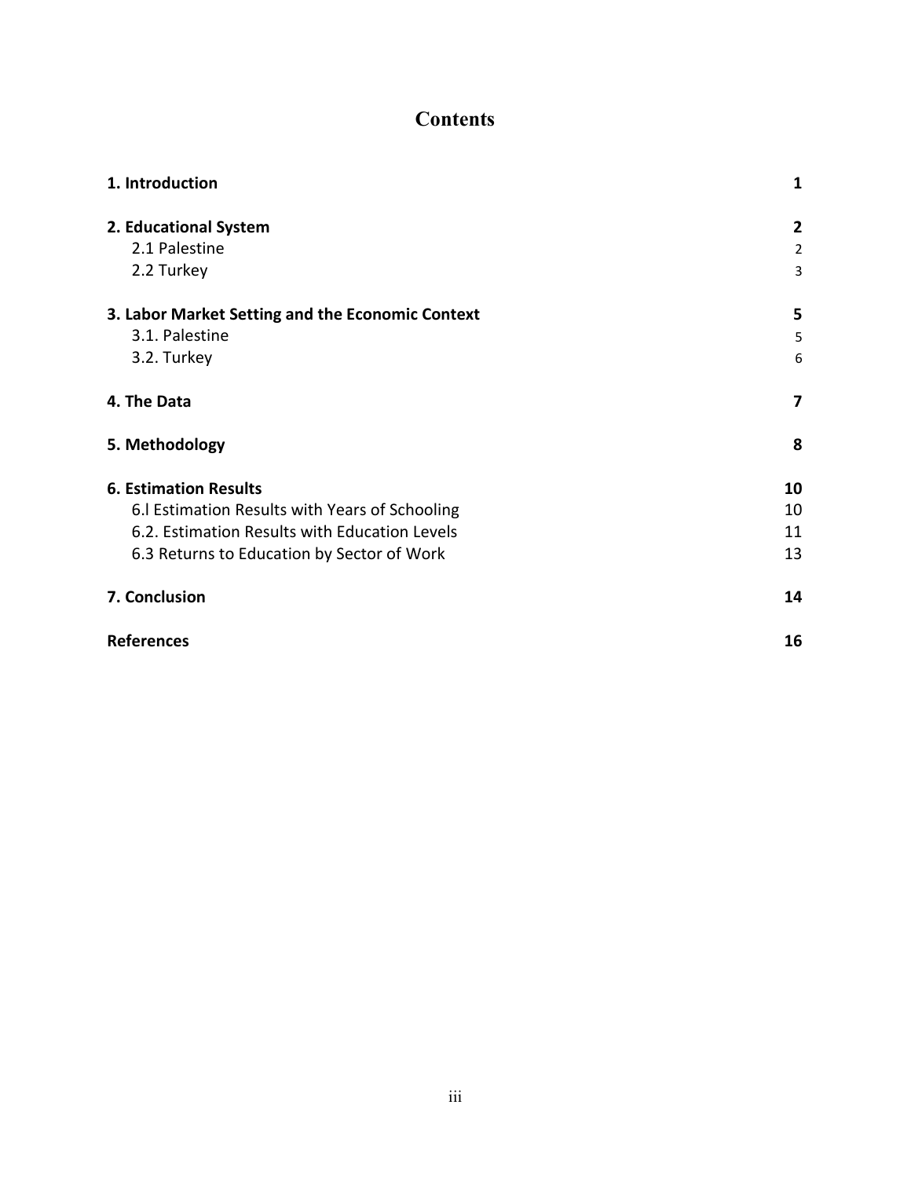# Contents

| | |
|---|---|
| **1. Introduction** | **1** |
| **2. Educational System** | **2** |
| 2.1 Palestine | 2 |
| 2.2 Turkey | 3 |
| **3. Labor Market Setting and the Economic Context** | **5** |
| 3.1. Palestine | 5 |
| 3.2. Turkey | 6 |
| **4. The Data** | **7** |
| **5. Methodology** | **8** |
| **6. Estimation Results** | **10** |
| 6.l Estimation Results with Years of Schooling | 10 |
| 6.2. Estimation Results with Education Levels | 11 |
| 6.3 Returns to Education by Sector of Work | 13 |
| **7. Conclusion** | **14** |
| **References** | **16** |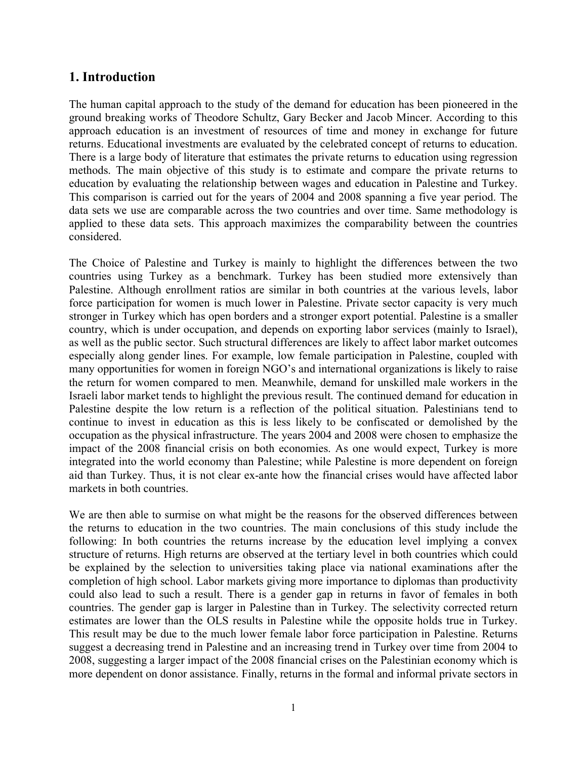## 1. Introduction

The human capital approach to the study of the demand for education has been pioneered in the ground breaking works of Theodore Schultz, Gary Becker and Jacob Mincer. According to this approach education is an investment of resources of time and money in exchange for future returns. Educational investments are evaluated by the celebrated concept of returns to education. There is a large body of literature that estimates the private returns to education using regression methods. The main objective of this study is to estimate and compare the private returns to education by evaluating the relationship between wages and education in Palestine and Turkey. This comparison is carried out for the years of 2004 and 2008 spanning a five year period. The data sets we use are comparable across the two countries and over time. Same methodology is applied to these data sets. This approach maximizes the comparability between the countries considered.

The Choice of Palestine and Turkey is mainly to highlight the differences between the two countries using Turkey as a benchmark. Turkey has been studied more extensively than Palestine. Although enrollment ratios are similar in both countries at the various levels, labor force participation for women is much lower in Palestine. Private sector capacity is very much stronger in Turkey which has open borders and a stronger export potential. Palestine is a smaller country, which is under occupation, and depends on exporting labor services (mainly to Israel), as well as the public sector. Such structural differences are likely to affect labor market outcomes especially along gender lines. For example, low female participation in Palestine, coupled with many opportunities for women in foreign NGO's and international organizations is likely to raise the return for women compared to men. Meanwhile, demand for unskilled male workers in the Israeli labor market tends to highlight the previous result. The continued demand for education in Palestine despite the low return is a reflection of the political situation. Palestinians tend to continue to invest in education as this is less likely to be confiscated or demolished by the occupation as the physical infrastructure. The years 2004 and 2008 were chosen to emphasize the impact of the 2008 financial crisis on both economies. As one would expect, Turkey is more integrated into the world economy than Palestine; while Palestine is more dependent on foreign aid than Turkey. Thus, it is not clear ex-ante how the financial crises would have affected labor markets in both countries.

We are then able to surmise on what might be the reasons for the observed differences between the returns to education in the two countries. The main conclusions of this study include the following: In both countries the returns increase by the education level implying a convex structure of returns. High returns are observed at the tertiary level in both countries which could be explained by the selection to universities taking place via national examinations after the completion of high school. Labor markets giving more importance to diplomas than productivity could also lead to such a result. There is a gender gap in returns in favor of females in both countries. The gender gap is larger in Palestine than in Turkey. The selectivity corrected return estimates are lower than the OLS results in Palestine while the opposite holds true in Turkey. This result may be due to the much lower female labor force participation in Palestine. Returns suggest a decreasing trend in Palestine and an increasing trend in Turkey over time from 2004 to 2008, suggesting a larger impact of the 2008 financial crises on the Palestinian economy which is more dependent on donor assistance. Finally, returns in the formal and informal private sectors in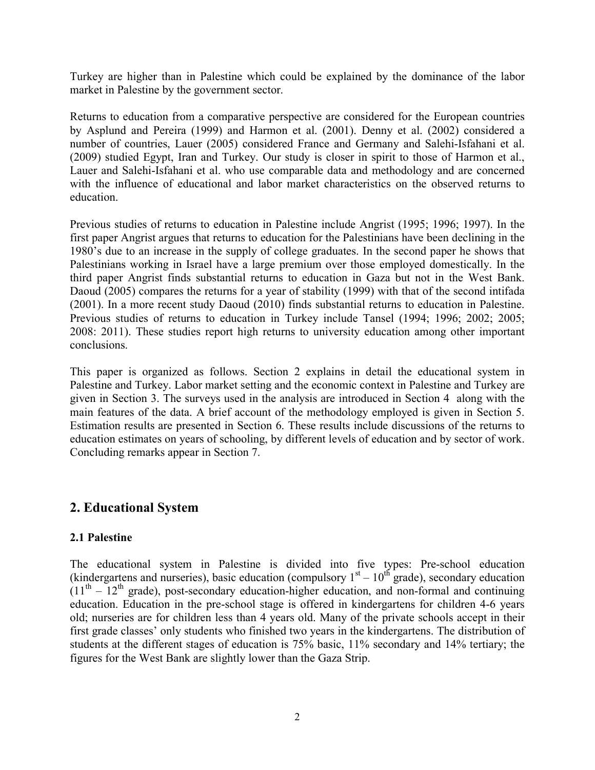Turkey are higher than in Palestine which could be explained by the dominance of the labor market in Palestine by the government sector.

Returns to education from a comparative perspective are considered for the European countries by Asplund and Pereira (1999) and Harmon et al. (2001). Denny et al. (2002) considered a number of countries, Lauer (2005) considered France and Germany and Salehi-Isfahani et al. (2009) studied Egypt, Iran and Turkey. Our study is closer in spirit to those of Harmon et al., Lauer and Salehi-Isfahani et al. who use comparable data and methodology and are concerned with the influence of educational and labor market characteristics on the observed returns to education.

Previous studies of returns to education in Palestine include Angrist (1995; 1996; 1997). In the first paper Angrist argues that returns to education for the Palestinians have been declining in the 1980's due to an increase in the supply of college graduates. In the second paper he shows that Palestinians working in Israel have a large premium over those employed domestically. In the third paper Angrist finds substantial returns to education in Gaza but not in the West Bank. Daoud (2005) compares the returns for a year of stability (1999) with that of the second intifada (2001). In a more recent study Daoud (2010) finds substantial returns to education in Palestine. Previous studies of returns to education in Turkey include Tansel (1994; 1996; 2002; 2005; 2008: 2011). These studies report high returns to university education among other important conclusions.

This paper is organized as follows. Section 2 explains in detail the educational system in Palestine and Turkey. Labor market setting and the economic context in Palestine and Turkey are given in Section 3. The surveys used in the analysis are introduced in Section 4 along with the main features of the data. A brief account of the methodology employed is given in Section 5. Estimation results are presented in Section 6. These results include discussions of the returns to education estimates on years of schooling, by different levels of education and by sector of work. Concluding remarks appear in Section 7.

## 2. Educational System

### 2.1 Palestine

The educational system in Palestine is divided into five types: Pre-school education (kindergartens and nurseries), basic education (compulsory 1st – 10th grade), secondary education (11th – 12th grade), post-secondary education-higher education, and non-formal and continuing education. Education in the pre-school stage is offered in kindergartens for children 4-6 years old; nurseries are for children less than 4 years old. Many of the private schools accept in their first grade classes' only students who finished two years in the kindergartens. The distribution of students at the different stages of education is 75% basic, 11% secondary and 14% tertiary; the figures for the West Bank are slightly lower than the Gaza Strip.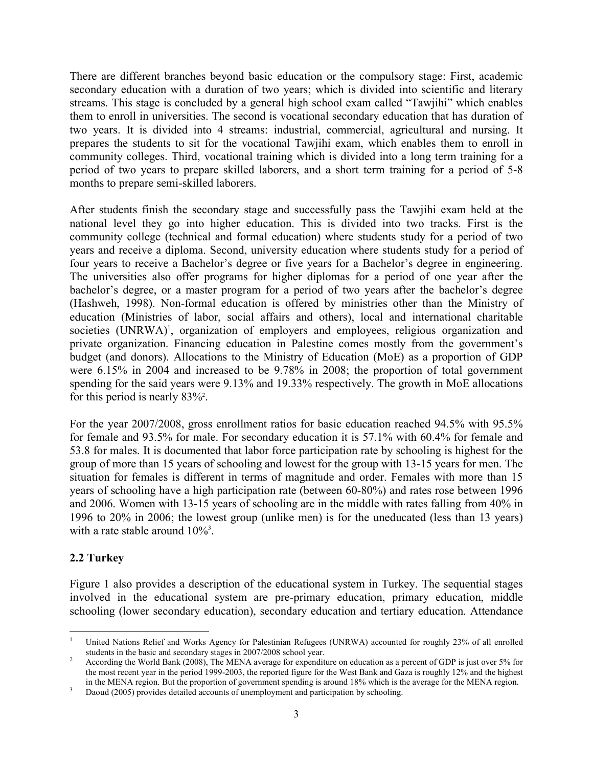There are different branches beyond basic education or the compulsory stage: First, academic secondary education with a duration of two years; which is divided into scientific and literary streams. This stage is concluded by a general high school exam called "Tawjihi" which enables them to enroll in universities. The second is vocational secondary education that has duration of two years. It is divided into 4 streams: industrial, commercial, agricultural and nursing. It prepares the students to sit for the vocational Tawjihi exam, which enables them to enroll in community colleges. Third, vocational training which is divided into a long term training for a period of two years to prepare skilled laborers, and a short term training for a period of 5-8 months to prepare semi-skilled laborers.

After students finish the secondary stage and successfully pass the Tawjihi exam held at the national level they go into higher education. This is divided into two tracks. First is the community college (technical and formal education) where students study for a period of two years and receive a diploma. Second, university education where students study for a period of four years to receive a Bachelor's degree or five years for a Bachelor's degree in engineering. The universities also offer programs for higher diplomas for a period of one year after the bachelor's degree, or a master program for a period of two years after the bachelor's degree (Hashweh, 1998). Non-formal education is offered by ministries other than the Ministry of education (Ministries of labor, social affairs and others), local and international charitable societies (UNRWA)[1], organization of employers and employees, religious organization and private organization. Financing education in Palestine comes mostly from the government's budget (and donors). Allocations to the Ministry of Education (MoE) as a proportion of GDP were 6.15% in 2004 and increased to be 9.78% in 2008; the proportion of total government spending for the said years were 9.13% and 19.33% respectively. The growth in MoE allocations for this period is nearly 83%[2].

For the year 2007/2008, gross enrollment ratios for basic education reached 94.5% with 95.5% for female and 93.5% for male. For secondary education it is 57.1% with 60.4% for female and 53.8 for males. It is documented that labor force participation rate by schooling is highest for the group of more than 15 years of schooling and lowest for the group with 13-15 years for men. The situation for females is different in terms of magnitude and order. Females with more than 15 years of schooling have a high participation rate (between 60-80%) and rates rose between 1996 and 2006. Women with 13-15 years of schooling are in the middle with rates falling from 40% in 1996 to 20% in 2006; the lowest group (unlike men) is for the uneducated (less than 13 years) with a rate stable around 10%[3].

## 2.2 Turkey

Figure 1 also provides a description of the educational system in Turkey. The sequential stages involved in the educational system are pre-primary education, primary education, middle schooling (lower secondary education), secondary education and tertiary education. Attendance

---

[1] United Nations Relief and Works Agency for Palestinian Refugees (UNRWA) accounted for roughly 23% of all enrolled students in the basic and secondary stages in 2007/2008 school year.

[2] According the World Bank (2008), The MENA average for expenditure on education as a percent of GDP is just over 5% for the most recent year in the period 1999-2003, the reported figure for the West Bank and Gaza is roughly 12% and the highest in the MENA region. But the proportion of government spending is around 18% which is the average for the MENA region.

[3] Daoud (2005) provides detailed accounts of unemployment and participation by schooling.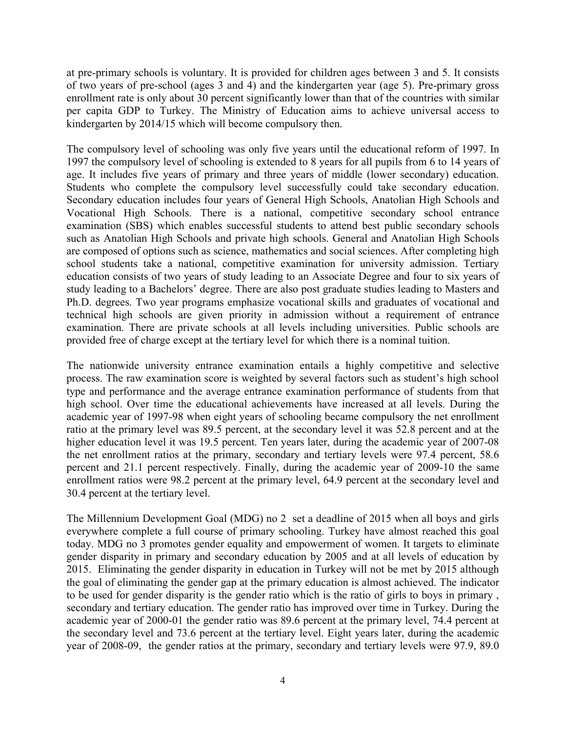at pre-primary schools is voluntary. It is provided for children ages between 3 and 5. It consists of two years of pre-school (ages 3 and 4) and the kindergarten year (age 5). Pre-primary gross enrollment rate is only about 30 percent significantly lower than that of the countries with similar per capita GDP to Turkey. The Ministry of Education aims to achieve universal access to kindergarten by 2014/15 which will become compulsory then.

The compulsory level of schooling was only five years until the educational reform of 1997. In 1997 the compulsory level of schooling is extended to 8 years for all pupils from 6 to 14 years of age. It includes five years of primary and three years of middle (lower secondary) education. Students who complete the compulsory level successfully could take secondary education. Secondary education includes four years of General High Schools, Anatolian High Schools and Vocational High Schools. There is a national, competitive secondary school entrance examination (SBS) which enables successful students to attend best public secondary schools such as Anatolian High Schools and private high schools. General and Anatolian High Schools are composed of options such as science, mathematics and social sciences. After completing high school students take a national, competitive examination for university admission. Tertiary education consists of two years of study leading to an Associate Degree and four to six years of study leading to a Bachelors' degree. There are also post graduate studies leading to Masters and Ph.D. degrees. Two year programs emphasize vocational skills and graduates of vocational and technical high schools are given priority in admission without a requirement of entrance examination. There are private schools at all levels including universities. Public schools are provided free of charge except at the tertiary level for which there is a nominal tuition.

The nationwide university entrance examination entails a highly competitive and selective process. The raw examination score is weighted by several factors such as student's high school type and performance and the average entrance examination performance of students from that high school. Over time the educational achievements have increased at all levels. During the academic year of 1997-98 when eight years of schooling became compulsory the net enrollment ratio at the primary level was 89.5 percent, at the secondary level it was 52.8 percent and at the higher education level it was 19.5 percent. Ten years later, during the academic year of 2007-08 the net enrollment ratios at the primary, secondary and tertiary levels were 97.4 percent, 58.6 percent and 21.1 percent respectively. Finally, during the academic year of 2009-10 the same enrollment ratios were 98.2 percent at the primary level, 64.9 percent at the secondary level and 30.4 percent at the tertiary level.

The Millennium Development Goal (MDG) no 2 set a deadline of 2015 when all boys and girls everywhere complete a full course of primary schooling. Turkey have almost reached this goal today. MDG no 3 promotes gender equality and empowerment of women. It targets to eliminate gender disparity in primary and secondary education by 2005 and at all levels of education by 2015. Eliminating the gender disparity in education in Turkey will not be met by 2015 although the goal of eliminating the gender gap at the primary education is almost achieved. The indicator to be used for gender disparity is the gender ratio which is the ratio of girls to boys in primary , secondary and tertiary education. The gender ratio has improved over time in Turkey. During the academic year of 2000-01 the gender ratio was 89.6 percent at the primary level, 74.4 percent at the secondary level and 73.6 percent at the tertiary level. Eight years later, during the academic year of 2008-09, the gender ratios at the primary, secondary and tertiary levels were 97.9, 89.0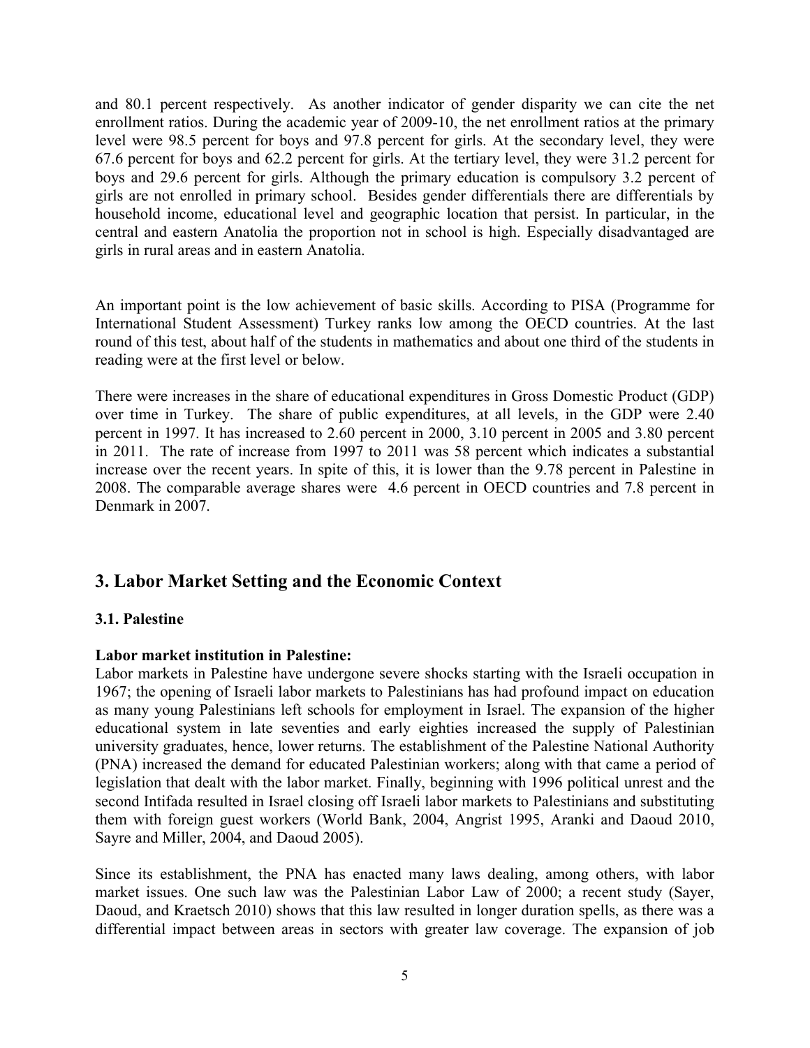and 80.1 percent respectively. As another indicator of gender disparity we can cite the net enrollment ratios. During the academic year of 2009-10, the net enrollment ratios at the primary level were 98.5 percent for boys and 97.8 percent for girls. At the secondary level, they were 67.6 percent for boys and 62.2 percent for girls. At the tertiary level, they were 31.2 percent for boys and 29.6 percent for girls. Although the primary education is compulsory 3.2 percent of girls are not enrolled in primary school. Besides gender differentials there are differentials by household income, educational level and geographic location that persist. In particular, in the central and eastern Anatolia the proportion not in school is high. Especially disadvantaged are girls in rural areas and in eastern Anatolia.

An important point is the low achievement of basic skills. According to PISA (Programme for International Student Assessment) Turkey ranks low among the OECD countries. At the last round of this test, about half of the students in mathematics and about one third of the students in reading were at the first level or below.

There were increases in the share of educational expenditures in Gross Domestic Product (GDP) over time in Turkey. The share of public expenditures, at all levels, in the GDP were 2.40 percent in 1997. It has increased to 2.60 percent in 2000, 3.10 percent in 2005 and 3.80 percent in 2011. The rate of increase from 1997 to 2011 was 58 percent which indicates a substantial increase over the recent years. In spite of this, it is lower than the 9.78 percent in Palestine in 2008. The comparable average shares were 4.6 percent in OECD countries and 7.8 percent in Denmark in 2007.

## 3. Labor Market Setting and the Economic Context

### 3.1. Palestine

**Labor market institution in Palestine:**
Labor markets in Palestine have undergone severe shocks starting with the Israeli occupation in 1967; the opening of Israeli labor markets to Palestinians has had profound impact on education as many young Palestinians left schools for employment in Israel. The expansion of the higher educational system in late seventies and early eighties increased the supply of Palestinian university graduates, hence, lower returns. The establishment of the Palestine National Authority (PNA) increased the demand for educated Palestinian workers; along with that came a period of legislation that dealt with the labor market. Finally, beginning with 1996 political unrest and the second Intifada resulted in Israel closing off Israeli labor markets to Palestinians and substituting them with foreign guest workers (World Bank, 2004, Angrist 1995, Aranki and Daoud 2010, Sayre and Miller, 2004, and Daoud 2005).

Since its establishment, the PNA has enacted many laws dealing, among others, with labor market issues. One such law was the Palestinian Labor Law of 2000; a recent study (Sayer, Daoud, and Kraetsch 2010) shows that this law resulted in longer duration spells, as there was a differential impact between areas in sectors with greater law coverage. The expansion of job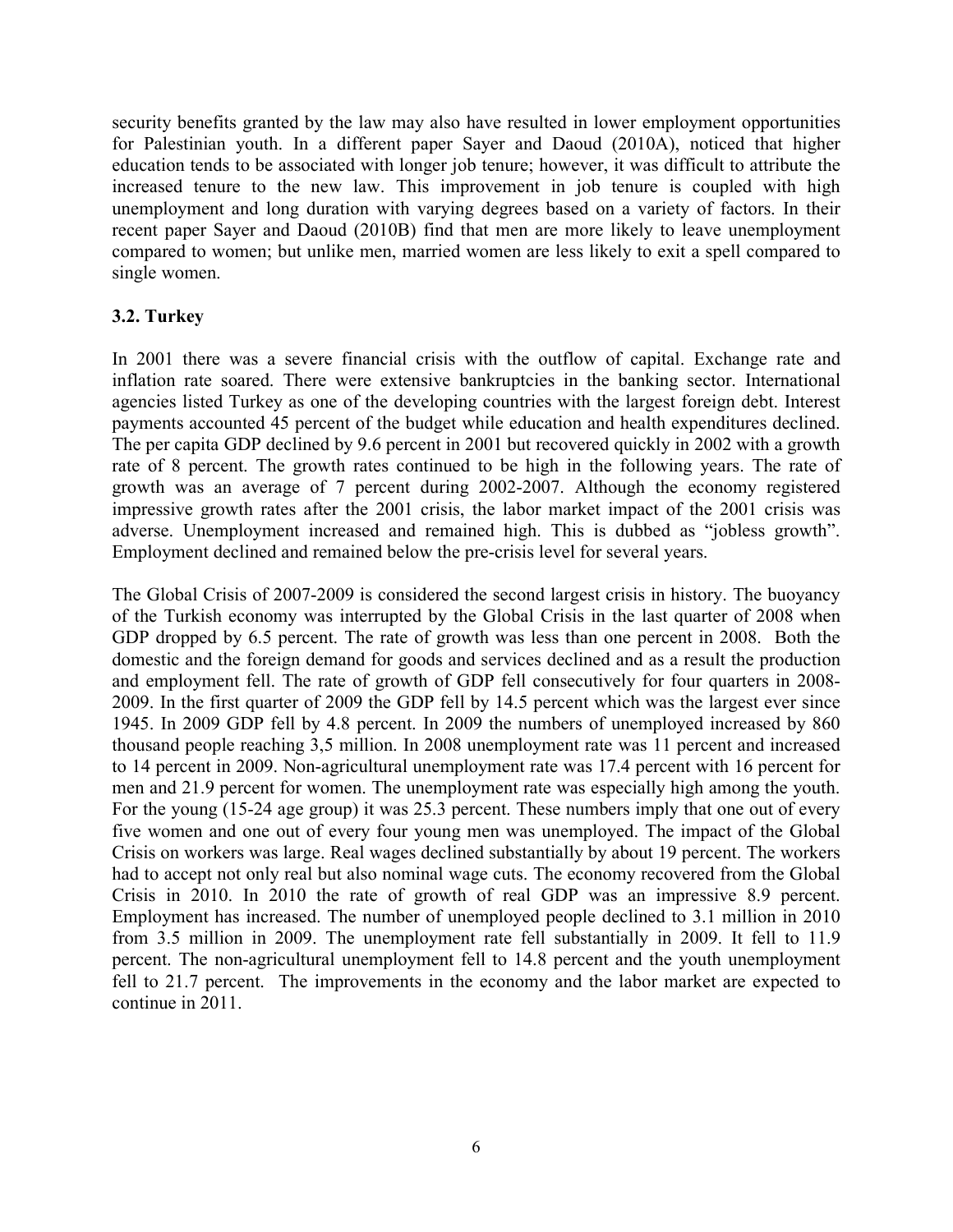security benefits granted by the law may also have resulted in lower employment opportunities for Palestinian youth. In a different paper Sayer and Daoud (2010A), noticed that higher education tends to be associated with longer job tenure; however, it was difficult to attribute the increased tenure to the new law. This improvement in job tenure is coupled with high unemployment and long duration with varying degrees based on a variety of factors. In their recent paper Sayer and Daoud (2010B) find that men are more likely to leave unemployment compared to women; but unlike men, married women are less likely to exit a spell compared to single women.

### 3.2. Turkey

In 2001 there was a severe financial crisis with the outflow of capital. Exchange rate and inflation rate soared. There were extensive bankruptcies in the banking sector. International agencies listed Turkey as one of the developing countries with the largest foreign debt. Interest payments accounted 45 percent of the budget while education and health expenditures declined. The per capita GDP declined by 9.6 percent in 2001 but recovered quickly in 2002 with a growth rate of 8 percent. The growth rates continued to be high in the following years. The rate of growth was an average of 7 percent during 2002-2007. Although the economy registered impressive growth rates after the 2001 crisis, the labor market impact of the 2001 crisis was adverse. Unemployment increased and remained high. This is dubbed as "jobless growth". Employment declined and remained below the pre-crisis level for several years.

The Global Crisis of 2007-2009 is considered the second largest crisis in history. The buoyancy of the Turkish economy was interrupted by the Global Crisis in the last quarter of 2008 when GDP dropped by 6.5 percent. The rate of growth was less than one percent in 2008. Both the domestic and the foreign demand for goods and services declined and as a result the production and employment fell. The rate of growth of GDP fell consecutively for four quarters in 2008-2009. In the first quarter of 2009 the GDP fell by 14.5 percent which was the largest ever since 1945. In 2009 GDP fell by 4.8 percent. In 2009 the numbers of unemployed increased by 860 thousand people reaching 3,5 million. In 2008 unemployment rate was 11 percent and increased to 14 percent in 2009. Non-agricultural unemployment rate was 17.4 percent with 16 percent for men and 21.9 percent for women. The unemployment rate was especially high among the youth. For the young (15-24 age group) it was 25.3 percent. These numbers imply that one out of every five women and one out of every four young men was unemployed. The impact of the Global Crisis on workers was large. Real wages declined substantially by about 19 percent. The workers had to accept not only real but also nominal wage cuts. The economy recovered from the Global Crisis in 2010. In 2010 the rate of growth of real GDP was an impressive 8.9 percent. Employment has increased. The number of unemployed people declined to 3.1 million in 2010 from 3.5 million in 2009. The unemployment rate fell substantially in 2009. It fell to 11.9 percent. The non-agricultural unemployment fell to 14.8 percent and the youth unemployment fell to 21.7 percent. The improvements in the economy and the labor market are expected to continue in 2011.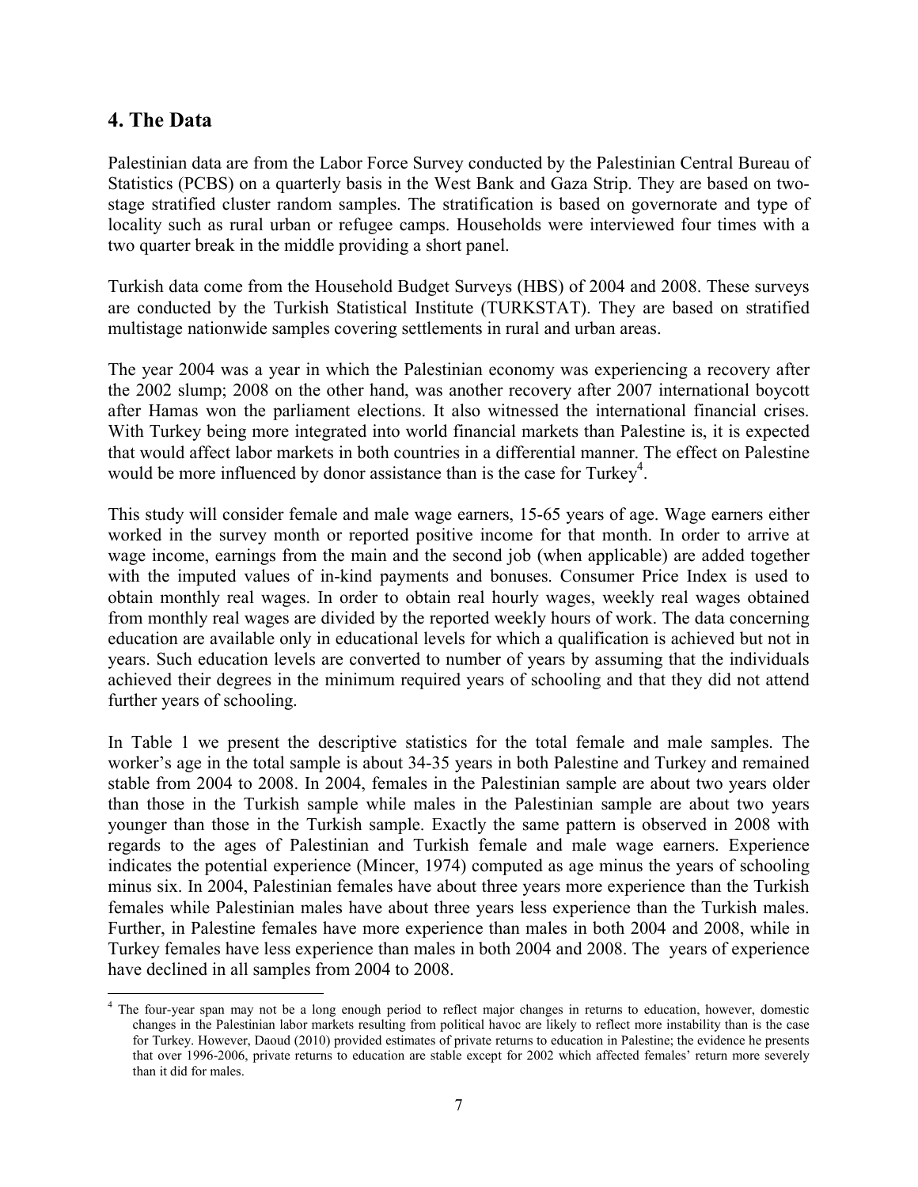## 4. The Data

Palestinian data are from the Labor Force Survey conducted by the Palestinian Central Bureau of Statistics (PCBS) on a quarterly basis in the West Bank and Gaza Strip. They are based on two-stage stratified cluster random samples. The stratification is based on governorate and type of locality such as rural urban or refugee camps. Households were interviewed four times with a two quarter break in the middle providing a short panel.

Turkish data come from the Household Budget Surveys (HBS) of 2004 and 2008. These surveys are conducted by the Turkish Statistical Institute (TURKSTAT). They are based on stratified multistage nationwide samples covering settlements in rural and urban areas.

The year 2004 was a year in which the Palestinian economy was experiencing a recovery after the 2002 slump; 2008 on the other hand, was another recovery after 2007 international boycott after Hamas won the parliament elections. It also witnessed the international financial crises. With Turkey being more integrated into world financial markets than Palestine is, it is expected that would affect labor markets in both countries in a differential manner. The effect on Palestine would be more influenced by donor assistance than is the case for Turkey[4].

This study will consider female and male wage earners, 15-65 years of age. Wage earners either worked in the survey month or reported positive income for that month. In order to arrive at wage income, earnings from the main and the second job (when applicable) are added together with the imputed values of in-kind payments and bonuses. Consumer Price Index is used to obtain monthly real wages. In order to obtain real hourly wages, weekly real wages obtained from monthly real wages are divided by the reported weekly hours of work. The data concerning education are available only in educational levels for which a qualification is achieved but not in years. Such education levels are converted to number of years by assuming that the individuals achieved their degrees in the minimum required years of schooling and that they did not attend further years of schooling.

In Table 1 we present the descriptive statistics for the total female and male samples. The worker's age in the total sample is about 34-35 years in both Palestine and Turkey and remained stable from 2004 to 2008. In 2004, females in the Palestinian sample are about two years older than those in the Turkish sample while males in the Palestinian sample are about two years younger than those in the Turkish sample. Exactly the same pattern is observed in 2008 with regards to the ages of Palestinian and Turkish female and male wage earners. Experience indicates the potential experience (Mincer, 1974) computed as age minus the years of schooling minus six. In 2004, Palestinian females have about three years more experience than the Turkish females while Palestinian males have about three years less experience than the Turkish males. Further, in Palestine females have more experience than males in both 2004 and 2008, while in Turkey females have less experience than males in both 2004 and 2008. The years of experience have declined in all samples from 2004 to 2008.

[4] The four-year span may not be a long enough period to reflect major changes in returns to education, however, domestic changes in the Palestinian labor markets resulting from political havoc are likely to reflect more instability than is the case for Turkey. However, Daoud (2010) provided estimates of private returns to education in Palestine; the evidence he presents that over 1996-2006, private returns to education are stable except for 2002 which affected females' return more severely than it did for males.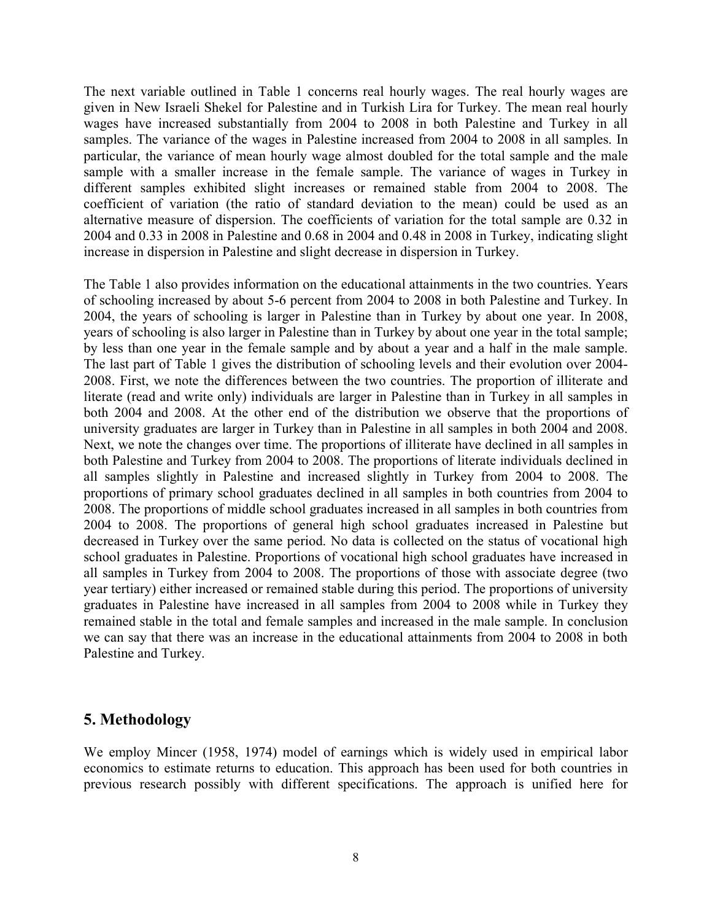The next variable outlined in Table 1 concerns real hourly wages. The real hourly wages are given in New Israeli Shekel for Palestine and in Turkish Lira for Turkey. The mean real hourly wages have increased substantially from 2004 to 2008 in both Palestine and Turkey in all samples. The variance of the wages in Palestine increased from 2004 to 2008 in all samples. In particular, the variance of mean hourly wage almost doubled for the total sample and the male sample with a smaller increase in the female sample. The variance of wages in Turkey in different samples exhibited slight increases or remained stable from 2004 to 2008. The coefficient of variation (the ratio of standard deviation to the mean) could be used as an alternative measure of dispersion. The coefficients of variation for the total sample are 0.32 in 2004 and 0.33 in 2008 in Palestine and 0.68 in 2004 and 0.48 in 2008 in Turkey, indicating slight increase in dispersion in Palestine and slight decrease in dispersion in Turkey.

The Table 1 also provides information on the educational attainments in the two countries. Years of schooling increased by about 5-6 percent from 2004 to 2008 in both Palestine and Turkey. In 2004, the years of schooling is larger in Palestine than in Turkey by about one year. In 2008, years of schooling is also larger in Palestine than in Turkey by about one year in the total sample; by less than one year in the female sample and by about a year and a half in the male sample. The last part of Table 1 gives the distribution of schooling levels and their evolution over 2004-2008. First, we note the differences between the two countries. The proportion of illiterate and literate (read and write only) individuals are larger in Palestine than in Turkey in all samples in both 2004 and 2008. At the other end of the distribution we observe that the proportions of university graduates are larger in Turkey than in Palestine in all samples in both 2004 and 2008. Next, we note the changes over time. The proportions of illiterate have declined in all samples in both Palestine and Turkey from 2004 to 2008. The proportions of literate individuals declined in all samples slightly in Palestine and increased slightly in Turkey from 2004 to 2008. The proportions of primary school graduates declined in all samples in both countries from 2004 to 2008. The proportions of middle school graduates increased in all samples in both countries from 2004 to 2008. The proportions of general high school graduates increased in Palestine but decreased in Turkey over the same period. No data is collected on the status of vocational high school graduates in Palestine. Proportions of vocational high school graduates have increased in all samples in Turkey from 2004 to 2008. The proportions of those with associate degree (two year tertiary) either increased or remained stable during this period. The proportions of university graduates in Palestine have increased in all samples from 2004 to 2008 while in Turkey they remained stable in the total and female samples and increased in the male sample. In conclusion we can say that there was an increase in the educational attainments from 2004 to 2008 in both Palestine and Turkey.

## 5. Methodology

We employ Mincer (1958, 1974) model of earnings which is widely used in empirical labor economics to estimate returns to education. This approach has been used for both countries in previous research possibly with different specifications. The approach is unified here for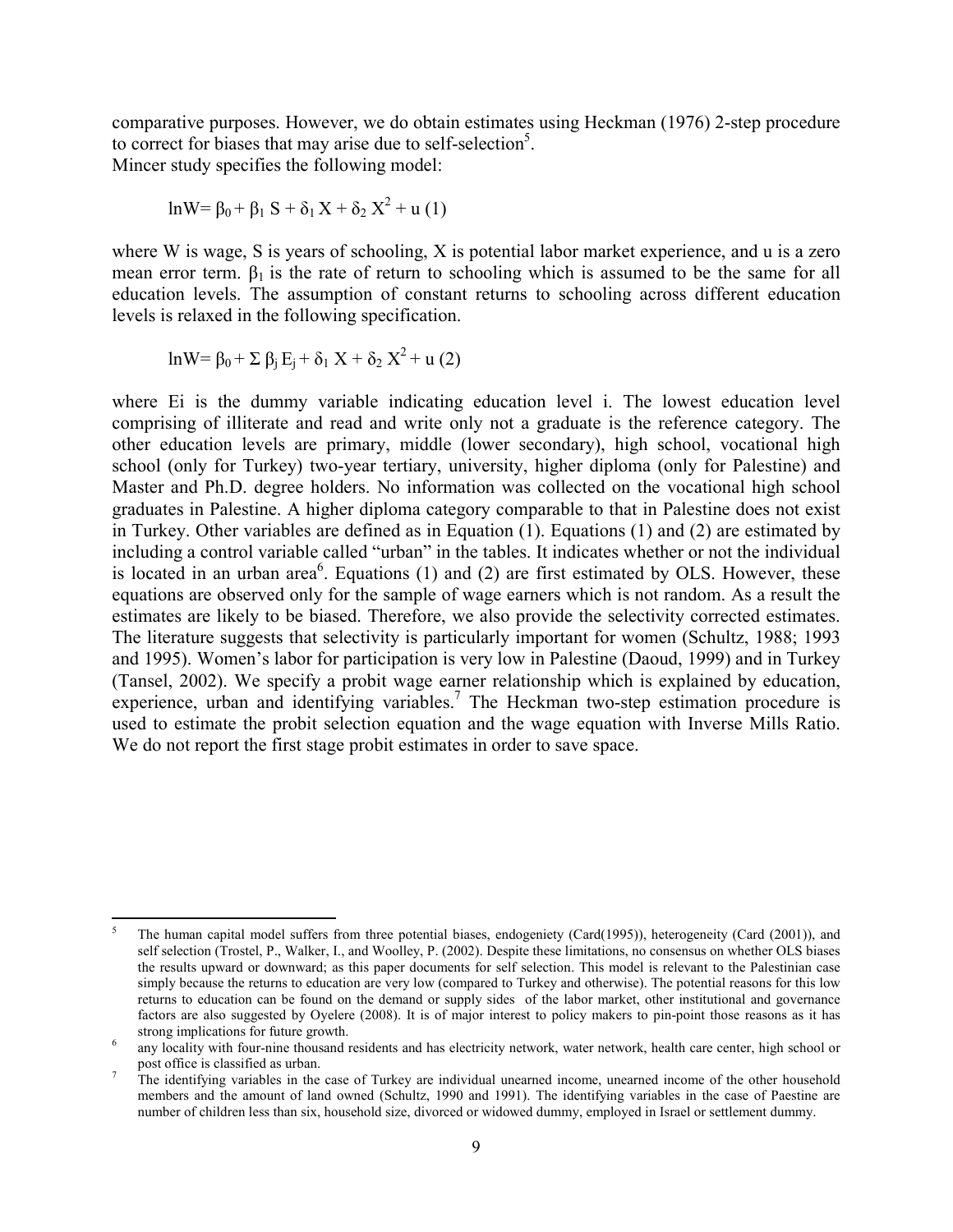comparative purposes. However, we do obtain estimates using Heckman (1976) 2-step procedure to correct for biases that may arise due to self-selection[5].
Mincer study specifies the following model:

$$\ln W = \beta_0 + \beta_1 S + \delta_1 X + \delta_2 X^2 + u \quad (1)$$

where W is wage, S is years of schooling, X is potential labor market experience, and u is a zero mean error term. $\beta_1$ is the rate of return to schooling which is assumed to be the same for all education levels. The assumption of constant returns to schooling across different education levels is relaxed in the following specification.

$$\ln W = \beta_0 + \Sigma\, \beta_j E_j + \delta_1 X + \delta_2 X^2 + u \quad (2)$$

where Ei is the dummy variable indicating education level i. The lowest education level comprising of illiterate and read and write only not a graduate is the reference category. The other education levels are primary, middle (lower secondary), high school, vocational high school (only for Turkey) two-year tertiary, university, higher diploma (only for Palestine) and Master and Ph.D. degree holders. No information was collected on the vocational high school graduates in Palestine. A higher diploma category comparable to that in Palestine does not exist in Turkey. Other variables are defined as in Equation (1). Equations (1) and (2) are estimated by including a control variable called "urban" in the tables. It indicates whether or not the individual is located in an urban area[6]. Equations (1) and (2) are first estimated by OLS. However, these equations are observed only for the sample of wage earners which is not random. As a result the estimates are likely to be biased. Therefore, we also provide the selectivity corrected estimates. The literature suggests that selectivity is particularly important for women (Schultz, 1988; 1993 and 1995). Women's labor for participation is very low in Palestine (Daoud, 1999) and in Turkey (Tansel, 2002). We specify a probit wage earner relationship which is explained by education, experience, urban and identifying variables.[7] The Heckman two-step estimation procedure is used to estimate the probit selection equation and the wage equation with Inverse Mills Ratio. We do not report the first stage probit estimates in order to save space.

---

[5] The human capital model suffers from three potential biases, endogeniety (Card(1995)), heterogeneity (Card (2001)), and self selection (Trostel, P., Walker, I., and Woolley, P. (2002). Despite these limitations, no consensus on whether OLS biases the results upward or downward; as this paper documents for self selection. This model is relevant to the Palestinian case simply because the returns to education are very low (compared to Turkey and otherwise). The potential reasons for this low returns to education can be found on the demand or supply sides of the labor market, other institutional and governance factors are also suggested by Oyelere (2008). It is of major interest to policy makers to pin-point those reasons as it has strong implications for future growth.

[6] any locality with four-nine thousand residents and has electricity network, water network, health care center, high school or post office is classified as urban.

[7] The identifying variables in the case of Turkey are individual unearned income, unearned income of the other household members and the amount of land owned (Schultz, 1990 and 1991). The identifying variables in the case of Paestine are number of children less than six, household size, divorced or widowed dummy, employed in Israel or settlement dummy.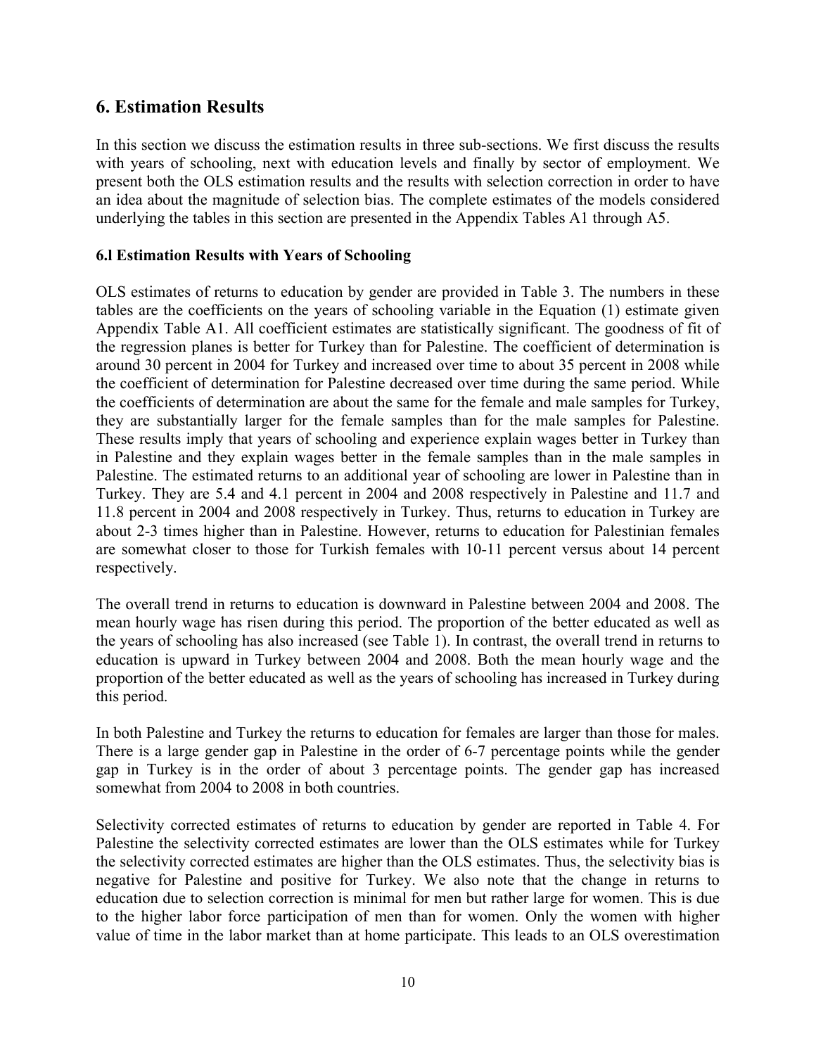## 6. Estimation Results

In this section we discuss the estimation results in three sub-sections. We first discuss the results with years of schooling, next with education levels and finally by sector of employment. We present both the OLS estimation results and the results with selection correction in order to have an idea about the magnitude of selection bias. The complete estimates of the models considered underlying the tables in this section are presented in the Appendix Tables A1 through A5.

### 6.l Estimation Results with Years of Schooling

OLS estimates of returns to education by gender are provided in Table 3. The numbers in these tables are the coefficients on the years of schooling variable in the Equation (1) estimate given Appendix Table A1. All coefficient estimates are statistically significant. The goodness of fit of the regression planes is better for Turkey than for Palestine. The coefficient of determination is around 30 percent in 2004 for Turkey and increased over time to about 35 percent in 2008 while the coefficient of determination for Palestine decreased over time during the same period. While the coefficients of determination are about the same for the female and male samples for Turkey, they are substantially larger for the female samples than for the male samples for Palestine. These results imply that years of schooling and experience explain wages better in Turkey than in Palestine and they explain wages better in the female samples than in the male samples in Palestine. The estimated returns to an additional year of schooling are lower in Palestine than in Turkey. They are 5.4 and 4.1 percent in 2004 and 2008 respectively in Palestine and 11.7 and 11.8 percent in 2004 and 2008 respectively in Turkey. Thus, returns to education in Turkey are about 2-3 times higher than in Palestine. However, returns to education for Palestinian females are somewhat closer to those for Turkish females with 10-11 percent versus about 14 percent respectively.

The overall trend in returns to education is downward in Palestine between 2004 and 2008. The mean hourly wage has risen during this period. The proportion of the better educated as well as the years of schooling has also increased (see Table 1). In contrast, the overall trend in returns to education is upward in Turkey between 2004 and 2008. Both the mean hourly wage and the proportion of the better educated as well as the years of schooling has increased in Turkey during this period.

In both Palestine and Turkey the returns to education for females are larger than those for males. There is a large gender gap in Palestine in the order of 6-7 percentage points while the gender gap in Turkey is in the order of about 3 percentage points. The gender gap has increased somewhat from 2004 to 2008 in both countries.

Selectivity corrected estimates of returns to education by gender are reported in Table 4. For Palestine the selectivity corrected estimates are lower than the OLS estimates while for Turkey the selectivity corrected estimates are higher than the OLS estimates. Thus, the selectivity bias is negative for Palestine and positive for Turkey. We also note that the change in returns to education due to selection correction is minimal for men but rather large for women. This is due to the higher labor force participation of men than for women. Only the women with higher value of time in the labor market than at home participate. This leads to an OLS overestimation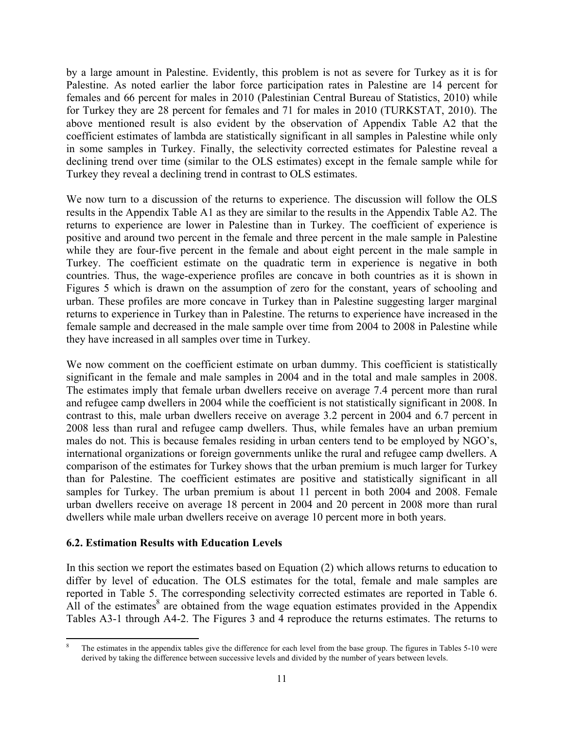by a large amount in Palestine. Evidently, this problem is not as severe for Turkey as it is for Palestine. As noted earlier the labor force participation rates in Palestine are 14 percent for females and 66 percent for males in 2010 (Palestinian Central Bureau of Statistics, 2010) while for Turkey they are 28 percent for females and 71 for males in 2010 (TURKSTAT, 2010). The above mentioned result is also evident by the observation of Appendix Table A2 that the coefficient estimates of lambda are statistically significant in all samples in Palestine while only in some samples in Turkey. Finally, the selectivity corrected estimates for Palestine reveal a declining trend over time (similar to the OLS estimates) except in the female sample while for Turkey they reveal a declining trend in contrast to OLS estimates.

We now turn to a discussion of the returns to experience. The discussion will follow the OLS results in the Appendix Table A1 as they are similar to the results in the Appendix Table A2. The returns to experience are lower in Palestine than in Turkey. The coefficient of experience is positive and around two percent in the female and three percent in the male sample in Palestine while they are four-five percent in the female and about eight percent in the male sample in Turkey. The coefficient estimate on the quadratic term in experience is negative in both countries. Thus, the wage-experience profiles are concave in both countries as it is shown in Figures 5 which is drawn on the assumption of zero for the constant, years of schooling and urban. These profiles are more concave in Turkey than in Palestine suggesting larger marginal returns to experience in Turkey than in Palestine. The returns to experience have increased in the female sample and decreased in the male sample over time from 2004 to 2008 in Palestine while they have increased in all samples over time in Turkey.

We now comment on the coefficient estimate on urban dummy. This coefficient is statistically significant in the female and male samples in 2004 and in the total and male samples in 2008. The estimates imply that female urban dwellers receive on average 7.4 percent more than rural and refugee camp dwellers in 2004 while the coefficient is not statistically significant in 2008. In contrast to this, male urban dwellers receive on average 3.2 percent in 2004 and 6.7 percent in 2008 less than rural and refugee camp dwellers. Thus, while females have an urban premium males do not. This is because females residing in urban centers tend to be employed by NGO's, international organizations or foreign governments unlike the rural and refugee camp dwellers. A comparison of the estimates for Turkey shows that the urban premium is much larger for Turkey than for Palestine. The coefficient estimates are positive and statistically significant in all samples for Turkey. The urban premium is about 11 percent in both 2004 and 2008. Female urban dwellers receive on average 18 percent in 2004 and 20 percent in 2008 more than rural dwellers while male urban dwellers receive on average 10 percent more in both years.

### 6.2. Estimation Results with Education Levels

In this section we report the estimates based on Equation (2) which allows returns to education to differ by level of education. The OLS estimates for the total, female and male samples are reported in Table 5. The corresponding selectivity corrected estimates are reported in Table 6. All of the estimates[8] are obtained from the wage equation estimates provided in the Appendix Tables A3-1 through A4-2. The Figures 3 and 4 reproduce the returns estimates. The returns to

[8] The estimates in the appendix tables give the difference for each level from the base group. The figures in Tables 5-10 were derived by taking the difference between successive levels and divided by the number of years between levels.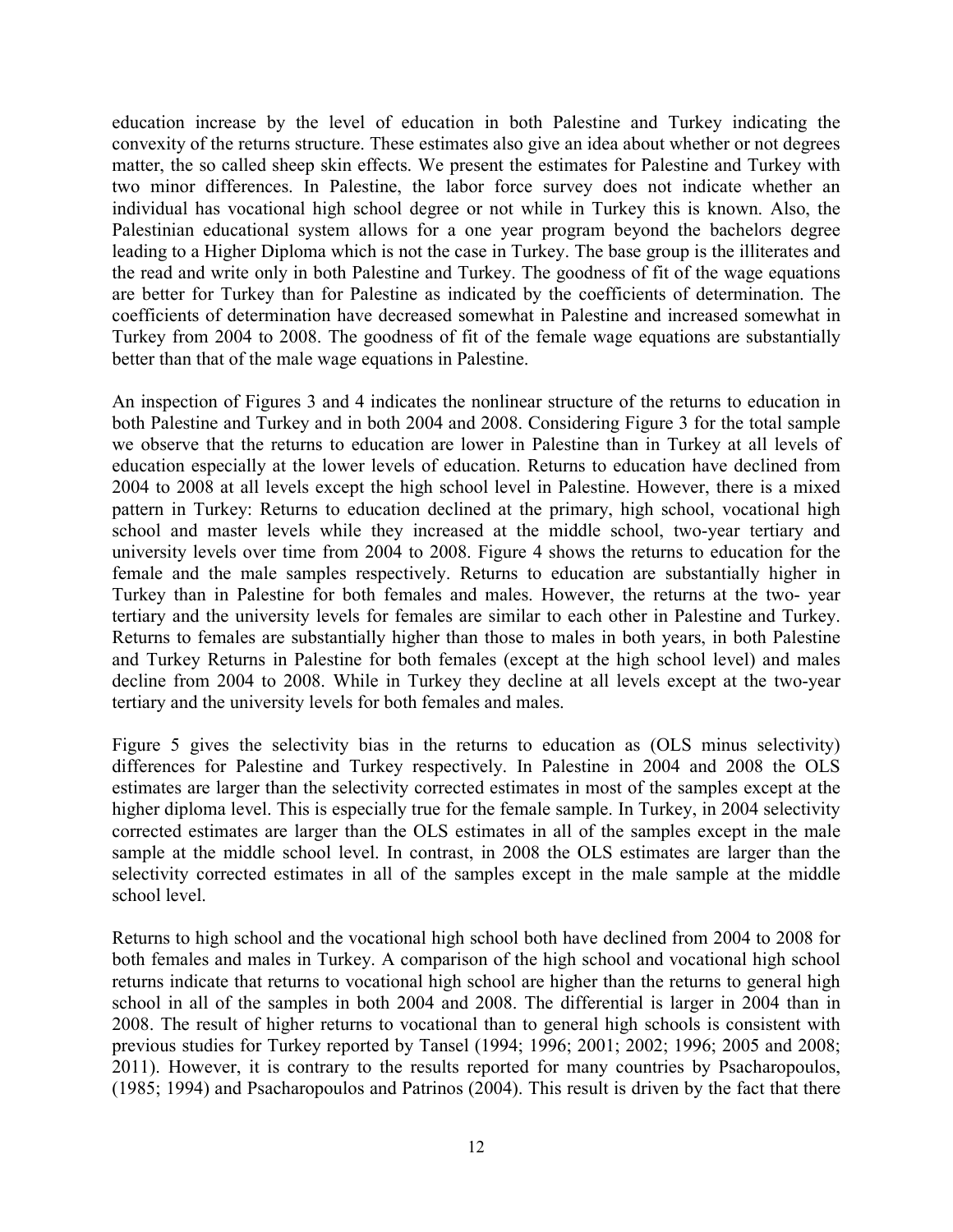education increase by the level of education in both Palestine and Turkey indicating the convexity of the returns structure. These estimates also give an idea about whether or not degrees matter, the so called sheep skin effects. We present the estimates for Palestine and Turkey with two minor differences. In Palestine, the labor force survey does not indicate whether an individual has vocational high school degree or not while in Turkey this is known. Also, the Palestinian educational system allows for a one year program beyond the bachelors degree leading to a Higher Diploma which is not the case in Turkey. The base group is the illiterates and the read and write only in both Palestine and Turkey. The goodness of fit of the wage equations are better for Turkey than for Palestine as indicated by the coefficients of determination. The coefficients of determination have decreased somewhat in Palestine and increased somewhat in Turkey from 2004 to 2008. The goodness of fit of the female wage equations are substantially better than that of the male wage equations in Palestine.

An inspection of Figures 3 and 4 indicates the nonlinear structure of the returns to education in both Palestine and Turkey and in both 2004 and 2008. Considering Figure 3 for the total sample we observe that the returns to education are lower in Palestine than in Turkey at all levels of education especially at the lower levels of education. Returns to education have declined from 2004 to 2008 at all levels except the high school level in Palestine. However, there is a mixed pattern in Turkey: Returns to education declined at the primary, high school, vocational high school and master levels while they increased at the middle school, two-year tertiary and university levels over time from 2004 to 2008. Figure 4 shows the returns to education for the female and the male samples respectively. Returns to education are substantially higher in Turkey than in Palestine for both females and males. However, the returns at the two- year tertiary and the university levels for females are similar to each other in Palestine and Turkey. Returns to females are substantially higher than those to males in both years, in both Palestine and Turkey Returns in Palestine for both females (except at the high school level) and males decline from 2004 to 2008. While in Turkey they decline at all levels except at the two-year tertiary and the university levels for both females and males.

Figure 5 gives the selectivity bias in the returns to education as (OLS minus selectivity) differences for Palestine and Turkey respectively. In Palestine in 2004 and 2008 the OLS estimates are larger than the selectivity corrected estimates in most of the samples except at the higher diploma level. This is especially true for the female sample. In Turkey, in 2004 selectivity corrected estimates are larger than the OLS estimates in all of the samples except in the male sample at the middle school level. In contrast, in 2008 the OLS estimates are larger than the selectivity corrected estimates in all of the samples except in the male sample at the middle school level.

Returns to high school and the vocational high school both have declined from 2004 to 2008 for both females and males in Turkey. A comparison of the high school and vocational high school returns indicate that returns to vocational high school are higher than the returns to general high school in all of the samples in both 2004 and 2008. The differential is larger in 2004 than in 2008. The result of higher returns to vocational than to general high schools is consistent with previous studies for Turkey reported by Tansel (1994; 1996; 2001; 2002; 1996; 2005 and 2008; 2011). However, it is contrary to the results reported for many countries by Psacharopoulos, (1985; 1994) and Psacharopoulos and Patrinos (2004). This result is driven by the fact that there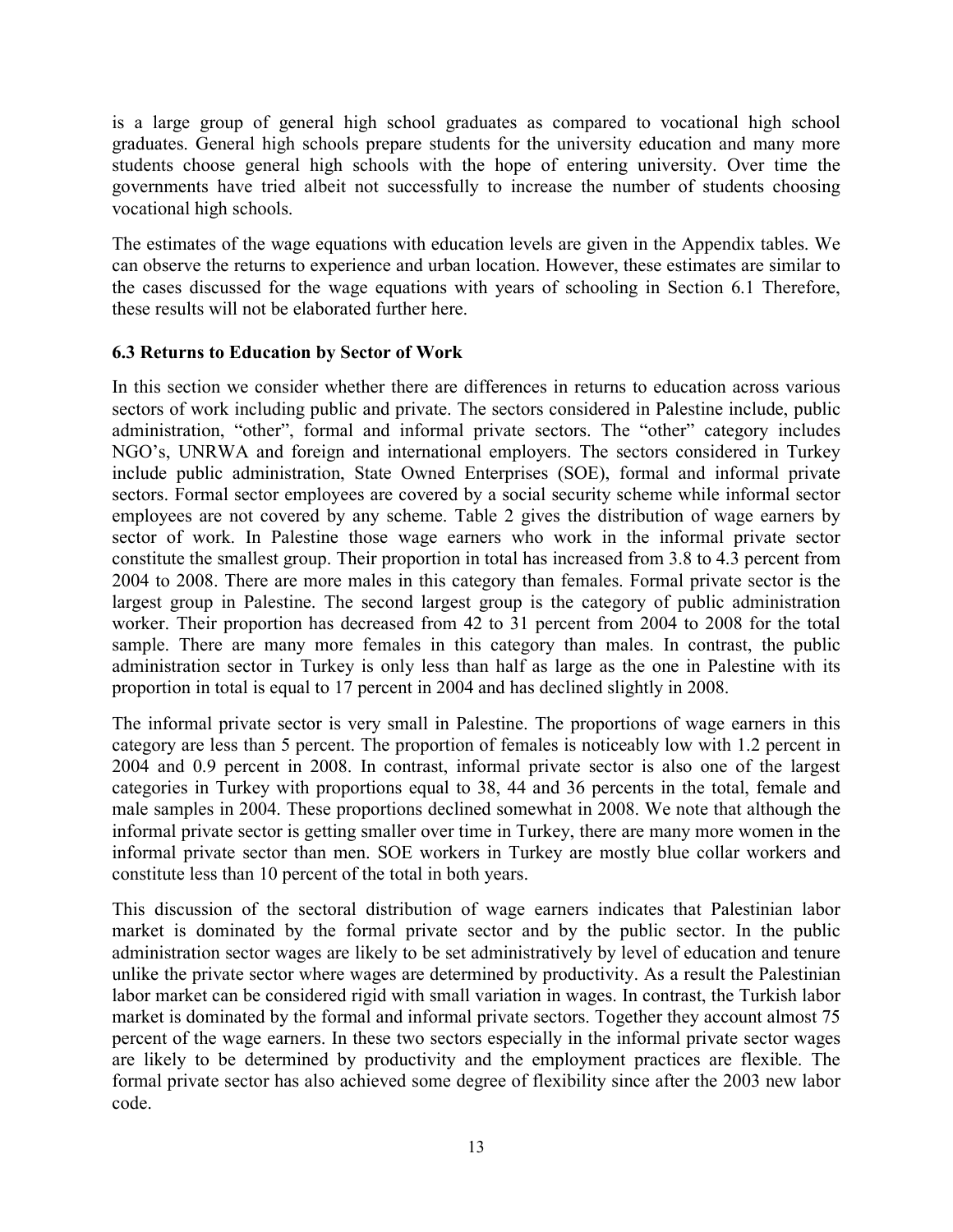is a large group of general high school graduates as compared to vocational high school graduates. General high schools prepare students for the university education and many more students choose general high schools with the hope of entering university. Over time the governments have tried albeit not successfully to increase the number of students choosing vocational high schools.

The estimates of the wage equations with education levels are given in the Appendix tables. We can observe the returns to experience and urban location. However, these estimates are similar to the cases discussed for the wage equations with years of schooling in Section 6.1 Therefore, these results will not be elaborated further here.

### 6.3 Returns to Education by Sector of Work

In this section we consider whether there are differences in returns to education across various sectors of work including public and private. The sectors considered in Palestine include, public administration, "other", formal and informal private sectors. The "other" category includes NGO's, UNRWA and foreign and international employers. The sectors considered in Turkey include public administration, State Owned Enterprises (SOE), formal and informal private sectors. Formal sector employees are covered by a social security scheme while informal sector employees are not covered by any scheme. Table 2 gives the distribution of wage earners by sector of work. In Palestine those wage earners who work in the informal private sector constitute the smallest group. Their proportion in total has increased from 3.8 to 4.3 percent from 2004 to 2008. There are more males in this category than females. Formal private sector is the largest group in Palestine. The second largest group is the category of public administration worker. Their proportion has decreased from 42 to 31 percent from 2004 to 2008 for the total sample. There are many more females in this category than males. In contrast, the public administration sector in Turkey is only less than half as large as the one in Palestine with its proportion in total is equal to 17 percent in 2004 and has declined slightly in 2008.

The informal private sector is very small in Palestine. The proportions of wage earners in this category are less than 5 percent. The proportion of females is noticeably low with 1.2 percent in 2004 and 0.9 percent in 2008. In contrast, informal private sector is also one of the largest categories in Turkey with proportions equal to 38, 44 and 36 percents in the total, female and male samples in 2004. These proportions declined somewhat in 2008. We note that although the informal private sector is getting smaller over time in Turkey, there are many more women in the informal private sector than men. SOE workers in Turkey are mostly blue collar workers and constitute less than 10 percent of the total in both years.

This discussion of the sectoral distribution of wage earners indicates that Palestinian labor market is dominated by the formal private sector and by the public sector. In the public administration sector wages are likely to be set administratively by level of education and tenure unlike the private sector where wages are determined by productivity. As a result the Palestinian labor market can be considered rigid with small variation in wages. In contrast, the Turkish labor market is dominated by the formal and informal private sectors. Together they account almost 75 percent of the wage earners. In these two sectors especially in the informal private sector wages are likely to be determined by productivity and the employment practices are flexible. The formal private sector has also achieved some degree of flexibility since after the 2003 new labor code.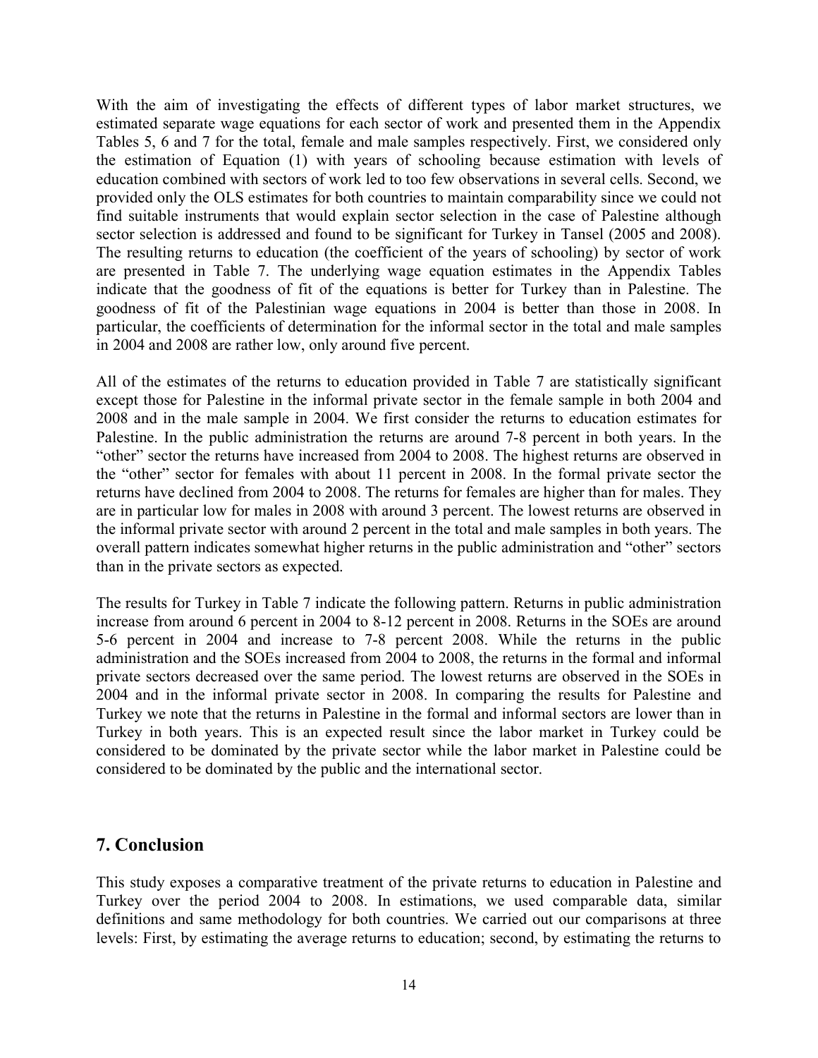With the aim of investigating the effects of different types of labor market structures, we estimated separate wage equations for each sector of work and presented them in the Appendix Tables 5, 6 and 7 for the total, female and male samples respectively. First, we considered only the estimation of Equation (1) with years of schooling because estimation with levels of education combined with sectors of work led to too few observations in several cells. Second, we provided only the OLS estimates for both countries to maintain comparability since we could not find suitable instruments that would explain sector selection in the case of Palestine although sector selection is addressed and found to be significant for Turkey in Tansel (2005 and 2008). The resulting returns to education (the coefficient of the years of schooling) by sector of work are presented in Table 7. The underlying wage equation estimates in the Appendix Tables indicate that the goodness of fit of the equations is better for Turkey than in Palestine. The goodness of fit of the Palestinian wage equations in 2004 is better than those in 2008. In particular, the coefficients of determination for the informal sector in the total and male samples in 2004 and 2008 are rather low, only around five percent.

All of the estimates of the returns to education provided in Table 7 are statistically significant except those for Palestine in the informal private sector in the female sample in both 2004 and 2008 and in the male sample in 2004. We first consider the returns to education estimates for Palestine. In the public administration the returns are around 7-8 percent in both years. In the "other" sector the returns have increased from 2004 to 2008. The highest returns are observed in the "other" sector for females with about 11 percent in 2008. In the formal private sector the returns have declined from 2004 to 2008. The returns for females are higher than for males. They are in particular low for males in 2008 with around 3 percent. The lowest returns are observed in the informal private sector with around 2 percent in the total and male samples in both years. The overall pattern indicates somewhat higher returns in the public administration and "other" sectors than in the private sectors as expected.

The results for Turkey in Table 7 indicate the following pattern. Returns in public administration increase from around 6 percent in 2004 to 8-12 percent in 2008. Returns in the SOEs are around 5-6 percent in 2004 and increase to 7-8 percent 2008. While the returns in the public administration and the SOEs increased from 2004 to 2008, the returns in the formal and informal private sectors decreased over the same period. The lowest returns are observed in the SOEs in 2004 and in the informal private sector in 2008. In comparing the results for Palestine and Turkey we note that the returns in Palestine in the formal and informal sectors are lower than in Turkey in both years. This is an expected result since the labor market in Turkey could be considered to be dominated by the private sector while the labor market in Palestine could be considered to be dominated by the public and the international sector.

## 7. Conclusion

This study exposes a comparative treatment of the private returns to education in Palestine and Turkey over the period 2004 to 2008. In estimations, we used comparable data, similar definitions and same methodology for both countries. We carried out our comparisons at three levels: First, by estimating the average returns to education; second, by estimating the returns to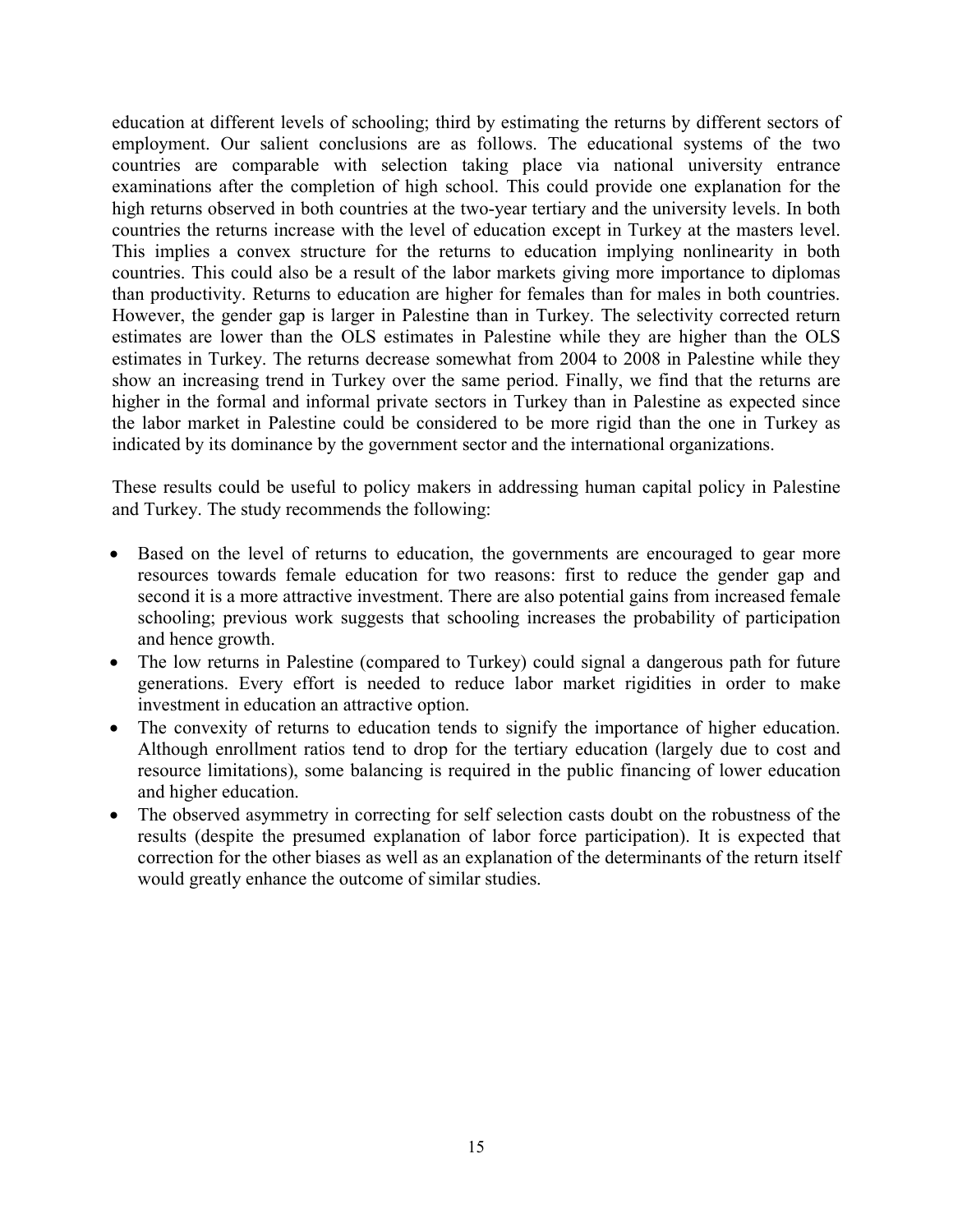education at different levels of schooling; third by estimating the returns by different sectors of employment. Our salient conclusions are as follows. The educational systems of the two countries are comparable with selection taking place via national university entrance examinations after the completion of high school. This could provide one explanation for the high returns observed in both countries at the two-year tertiary and the university levels. In both countries the returns increase with the level of education except in Turkey at the masters level. This implies a convex structure for the returns to education implying nonlinearity in both countries. This could also be a result of the labor markets giving more importance to diplomas than productivity. Returns to education are higher for females than for males in both countries. However, the gender gap is larger in Palestine than in Turkey. The selectivity corrected return estimates are lower than the OLS estimates in Palestine while they are higher than the OLS estimates in Turkey. The returns decrease somewhat from 2004 to 2008 in Palestine while they show an increasing trend in Turkey over the same period. Finally, we find that the returns are higher in the formal and informal private sectors in Turkey than in Palestine as expected since the labor market in Palestine could be considered to be more rigid than the one in Turkey as indicated by its dominance by the government sector and the international organizations.

These results could be useful to policy makers in addressing human capital policy in Palestine and Turkey. The study recommends the following:

- Based on the level of returns to education, the governments are encouraged to gear more resources towards female education for two reasons: first to reduce the gender gap and second it is a more attractive investment. There are also potential gains from increased female schooling; previous work suggests that schooling increases the probability of participation and hence growth.
- The low returns in Palestine (compared to Turkey) could signal a dangerous path for future generations. Every effort is needed to reduce labor market rigidities in order to make investment in education an attractive option.
- The convexity of returns to education tends to signify the importance of higher education. Although enrollment ratios tend to drop for the tertiary education (largely due to cost and resource limitations), some balancing is required in the public financing of lower education and higher education.
- The observed asymmetry in correcting for self selection casts doubt on the robustness of the results (despite the presumed explanation of labor force participation). It is expected that correction for the other biases as well as an explanation of the determinants of the return itself would greatly enhance the outcome of similar studies.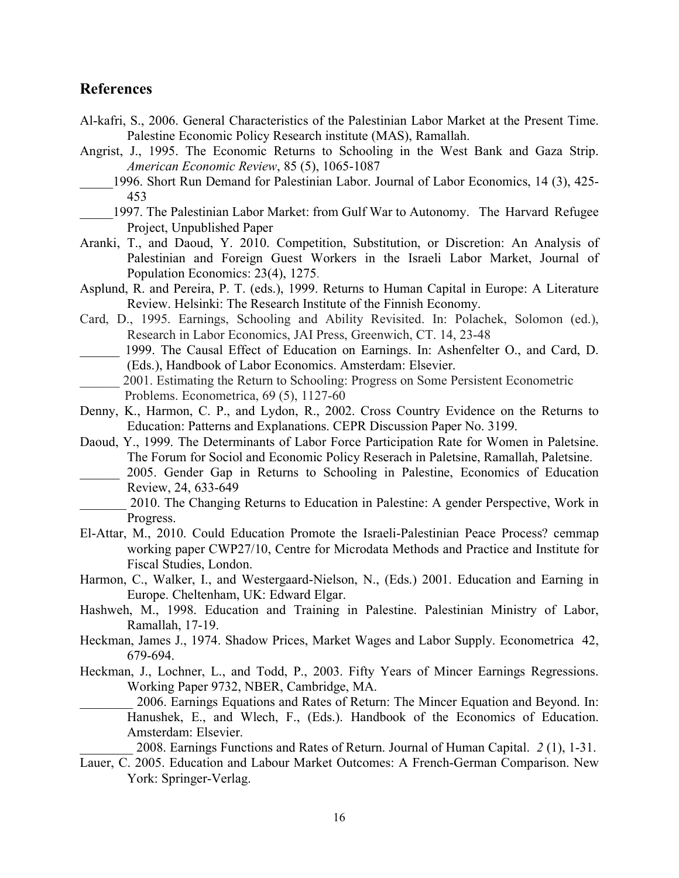## References

Al-kafri, S., 2006. General Characteristics of the Palestinian Labor Market at the Present Time. Palestine Economic Policy Research institute (MAS), Ramallah.

Angrist, J., 1995. The Economic Returns to Schooling in the West Bank and Gaza Strip. *American Economic Review*, 85 (5), 1065-1087

_____1996. Short Run Demand for Palestinian Labor. Journal of Labor Economics, 14 (3), 425-453

_____1997. The Palestinian Labor Market: from Gulf War to Autonomy. The Harvard Refugee Project, Unpublished Paper

Aranki, T., and Daoud, Y. 2010. Competition, Substitution, or Discretion: An Analysis of Palestinian and Foreign Guest Workers in the Israeli Labor Market, Journal of Population Economics: 23(4), 1275.

Asplund, R. and Pereira, P. T. (eds.), 1999. Returns to Human Capital in Europe: A Literature Review. Helsinki: The Research Institute of the Finnish Economy.

Card, D., 1995. Earnings, Schooling and Ability Revisited. In: Polachek, Solomon (ed.), Research in Labor Economics, JAI Press, Greenwich, CT. 14, 23-48

______ 1999. The Causal Effect of Education on Earnings. In: Ashenfelter O., and Card, D. (Eds.), Handbook of Labor Economics. Amsterdam: Elsevier.

______ 2001. Estimating the Return to Schooling: Progress on Some Persistent Econometric Problems. Econometrica, 69 (5), 1127-60

Denny, K., Harmon, C. P., and Lydon, R., 2002. Cross Country Evidence on the Returns to Education: Patterns and Explanations. CEPR Discussion Paper No. 3199.

Daoud, Y., 1999. The Determinants of Labor Force Participation Rate for Women in Paletsine. The Forum for Sociol and Economic Policy Reserach in Paletsine, Ramallah, Paletsine.

______ 2005. Gender Gap in Returns to Schooling in Palestine, Economics of Education Review, 24, 633-649

_______ 2010. The Changing Returns to Education in Palestine: A gender Perspective, Work in Progress.

El-Attar, M., 2010. Could Education Promote the Israeli-Palestinian Peace Process? cemmap working paper CWP27/10, Centre for Microdata Methods and Practice and Institute for Fiscal Studies, London.

Harmon, C., Walker, I., and Westergaard-Nielson, N., (Eds.) 2001. Education and Earning in Europe. Cheltenham, UK: Edward Elgar.

Hashweh, M., 1998. Education and Training in Palestine. Palestinian Ministry of Labor, Ramallah, 17-19.

Heckman, James J., 1974. Shadow Prices, Market Wages and Labor Supply. Econometrica 42, 679-694.

Heckman, J., Lochner, L., and Todd, P., 2003. Fifty Years of Mincer Earnings Regressions. Working Paper 9732, NBER, Cambridge, MA.

________ 2006. Earnings Equations and Rates of Return: The Mincer Equation and Beyond. In: Hanushek, E., and Wlech, F., (Eds.). Handbook of the Economics of Education. Amsterdam: Elsevier.

________ 2008. Earnings Functions and Rates of Return. Journal of Human Capital. *2* (1), 1-31.

Lauer, C. 2005. Education and Labour Market Outcomes: A French-German Comparison. New York: Springer-Verlag.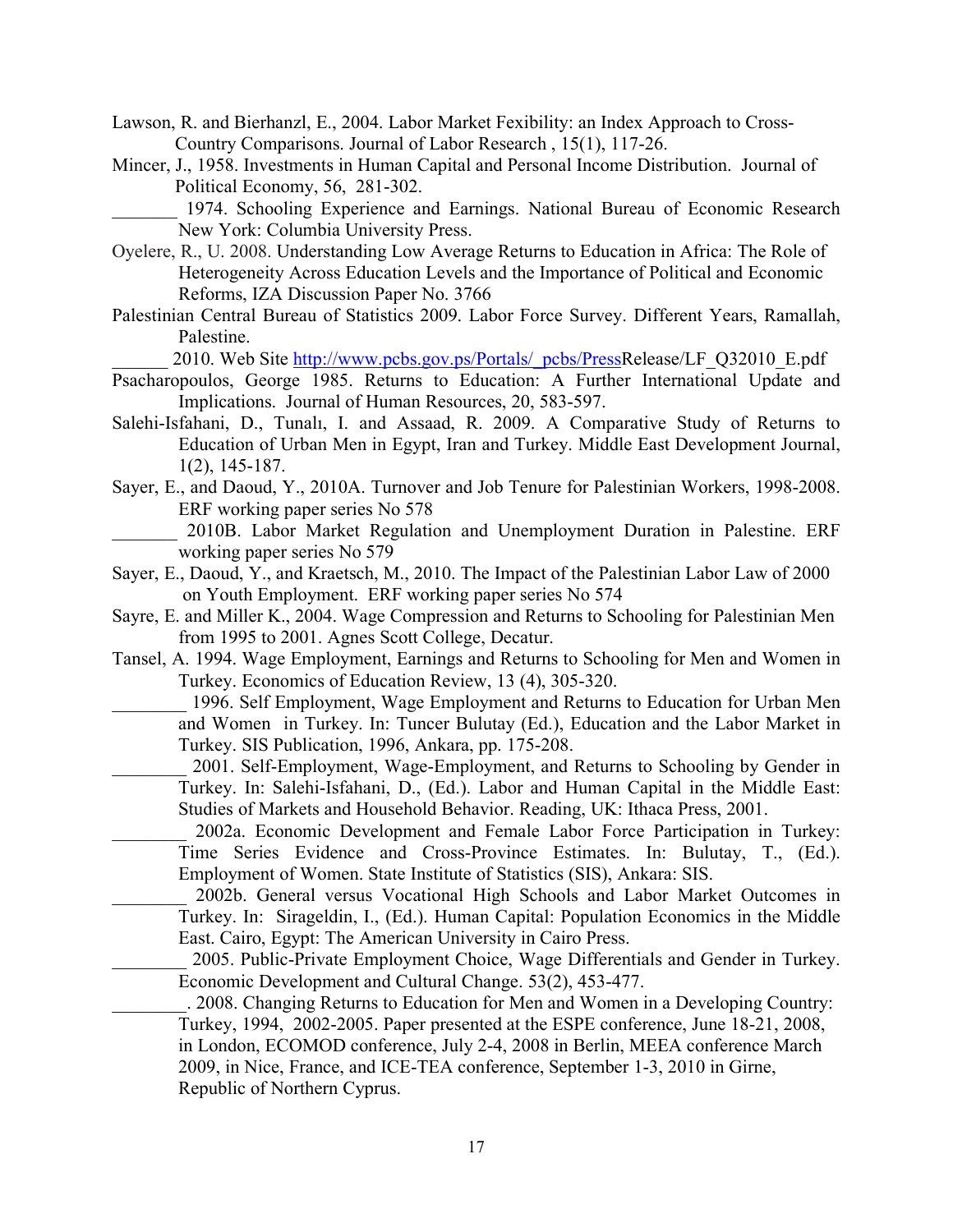Lawson, R. and Bierhanzl, E., 2004. Labor Market Fexibility: an Index Approach to Cross-Country Comparisons. Journal of Labor Research , 15(1), 117-26.

Mincer, J., 1958. Investments in Human Capital and Personal Income Distribution. Journal of Political Economy, 56, 281-302.

________ 1974. Schooling Experience and Earnings. National Bureau of Economic Research New York: Columbia University Press.

Oyelere, R., U. 2008. Understanding Low Average Returns to Education in Africa: The Role of Heterogeneity Across Education Levels and the Importance of Political and Economic Reforms, IZA Discussion Paper No. 3766

Palestinian Central Bureau of Statistics 2009. Labor Force Survey. Different Years, Ramallah, Palestine.

______ 2010. Web Site http://www.pcbs.gov.ps/Portals/_pcbs/PressRelease/LF_Q32010_E.pdf

Psacharopoulos, George 1985. Returns to Education: A Further International Update and Implications. Journal of Human Resources, 20, 583-597.

Salehi-Isfahani, D., Tunalı, I. and Assaad, R. 2009. A Comparative Study of Returns to Education of Urban Men in Egypt, Iran and Turkey. Middle East Development Journal, 1(2), 145-187.

Sayer, E., and Daoud, Y., 2010A. Turnover and Job Tenure for Palestinian Workers, 1998-2008. ERF working paper series No 578

________ 2010B. Labor Market Regulation and Unemployment Duration in Palestine. ERF working paper series No 579

Sayer, E., Daoud, Y., and Kraetsch, M., 2010. The Impact of the Palestinian Labor Law of 2000 on Youth Employment. ERF working paper series No 574

Sayre, E. and Miller K., 2004. Wage Compression and Returns to Schooling for Palestinian Men from 1995 to 2001. Agnes Scott College, Decatur.

Tansel, A. 1994. Wage Employment, Earnings and Returns to Schooling for Men and Women in Turkey. Economics of Education Review, 13 (4), 305-320.

________ 1996. Self Employment, Wage Employment and Returns to Education for Urban Men and Women in Turkey. In: Tuncer Bulutay (Ed.), Education and the Labor Market in Turkey. SIS Publication, 1996, Ankara, pp. 175-208.

________ 2001. Self-Employment, Wage-Employment, and Returns to Schooling by Gender in Turkey. In: Salehi-Isfahani, D., (Ed.). Labor and Human Capital in the Middle East: Studies of Markets and Household Behavior. Reading, UK: Ithaca Press, 2001.

________ 2002a. Economic Development and Female Labor Force Participation in Turkey: Time Series Evidence and Cross-Province Estimates. In: Bulutay, T., (Ed.). Employment of Women. State Institute of Statistics (SIS), Ankara: SIS.

________ 2002b. General versus Vocational High Schools and Labor Market Outcomes in Turkey. In: Sirageldin, I., (Ed.). Human Capital: Population Economics in the Middle East. Cairo, Egypt: The American University in Cairo Press.

________ 2005. Public-Private Employment Choice, Wage Differentials and Gender in Turkey. Economic Development and Cultural Change. 53(2), 453-477.

________. 2008. Changing Returns to Education for Men and Women in a Developing Country: Turkey, 1994, 2002-2005. Paper presented at the ESPE conference, June 18-21, 2008, in London, ECOMOD conference, July 2-4, 2008 in Berlin, MEEA conference March 2009, in Nice, France, and ICE-TEA conference, September 1-3, 2010 in Girne, Republic of Northern Cyprus.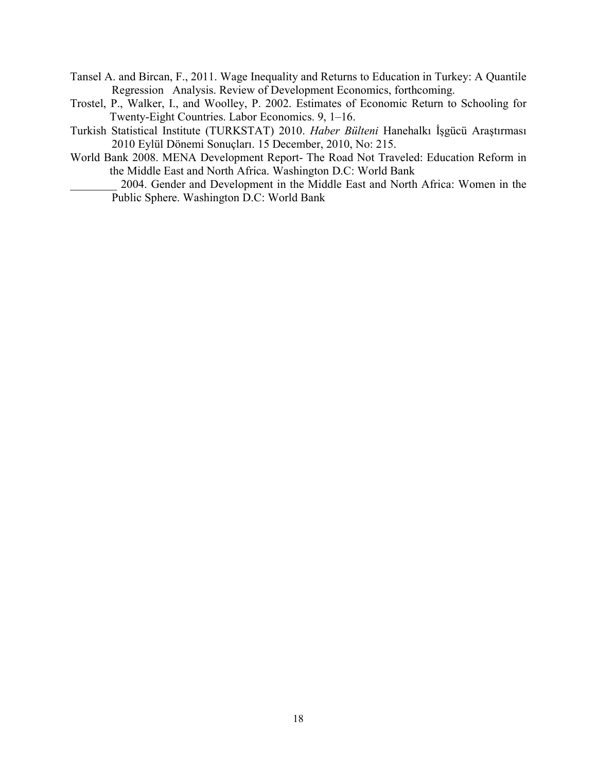Tansel A. and Bircan, F., 2011. Wage Inequality and Returns to Education in Turkey: A Quantile Regression Analysis. Review of Development Economics, forthcoming.

Trostel, P., Walker, I., and Woolley, P. 2002. Estimates of Economic Return to Schooling for Twenty-Eight Countries. Labor Economics. 9, 1–16.

Turkish Statistical Institute (TURKSTAT) 2010. *Haber Bülteni* Hanehalkı İşgücü Araştırması 2010 Eylül Dönemi Sonuçları. 15 December, 2010, No: 215.

World Bank 2008. MENA Development Report- The Road Not Traveled: Education Reform in the Middle East and North Africa. Washington D.C: World Bank

________ 2004. Gender and Development in the Middle East and North Africa: Women in the Public Sphere. Washington D.C: World Bank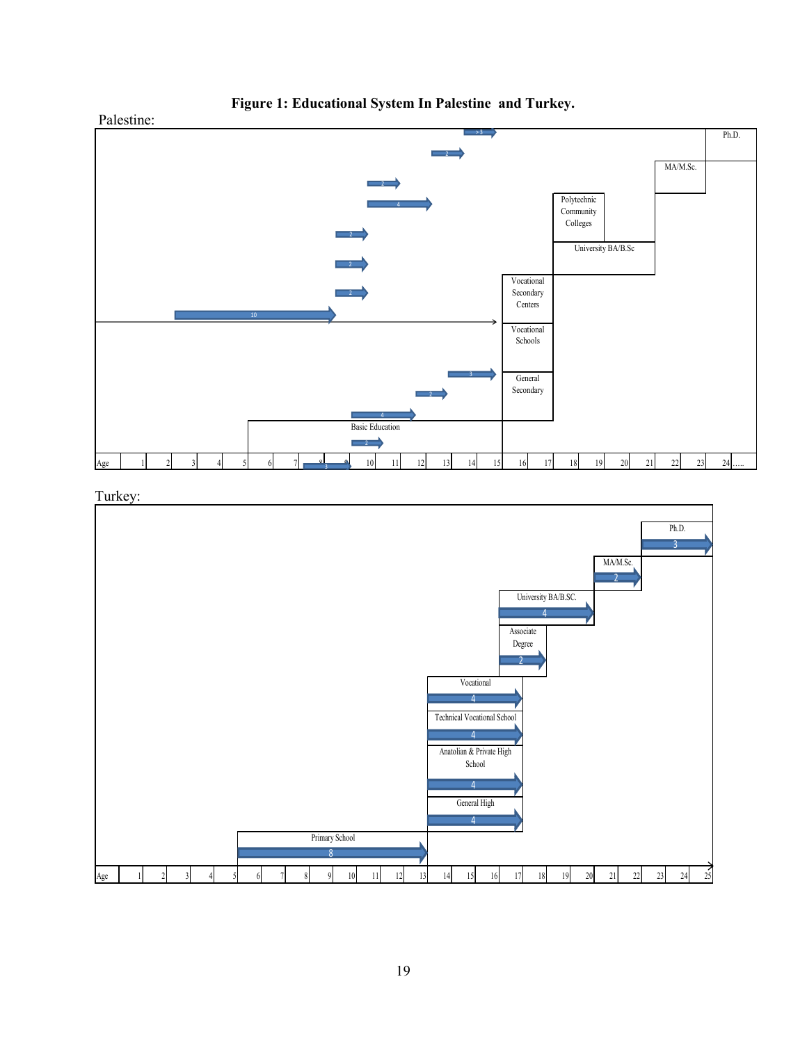**Figure 1: Educational System In Palestine and Turkey.**

Palestine:

| Age | 1 | 2 | 3 | 4 | 5 | 6 | 7 | 8 | 9 | 10 | 11 | 12 | 13 | 14 | 15 | 16 | 17 | 18 | 19 | 20 | 21 | 22 | 23 | 24..... |
|---|---|---|---|---|---|---|---|---|---|---|---|---|---|---|---|---|---|---|---|---|---|---|---|---|

Basic Education; General Secondary; Vocational Schools; Vocational Secondary Centers; Polytechnic Community Colleges; University BA/B.Sc; MA/M.Sc.; Ph.D.

Turkey:

| Age | 1 | 2 | 3 | 4 | 5 | 6 | 7 | 8 | 9 | 10 | 11 | 12 | 13 | 14 | 15 | 16 | 17 | 18 | 19 | 20 | 21 | 22 | 23 | 24 | 25 |
|---|---|---|---|---|---|---|---|---|---|---|---|---|---|---|---|---|---|---|---|---|---|---|---|---|---|

Primary School (8); General High (4); Anatolian & Private High School (4); Technical Vocational School (4); Vocational (4); Associate Degree (2); University BA/B.SC. (4); MA/M.Sc. (2); Ph.D. (3)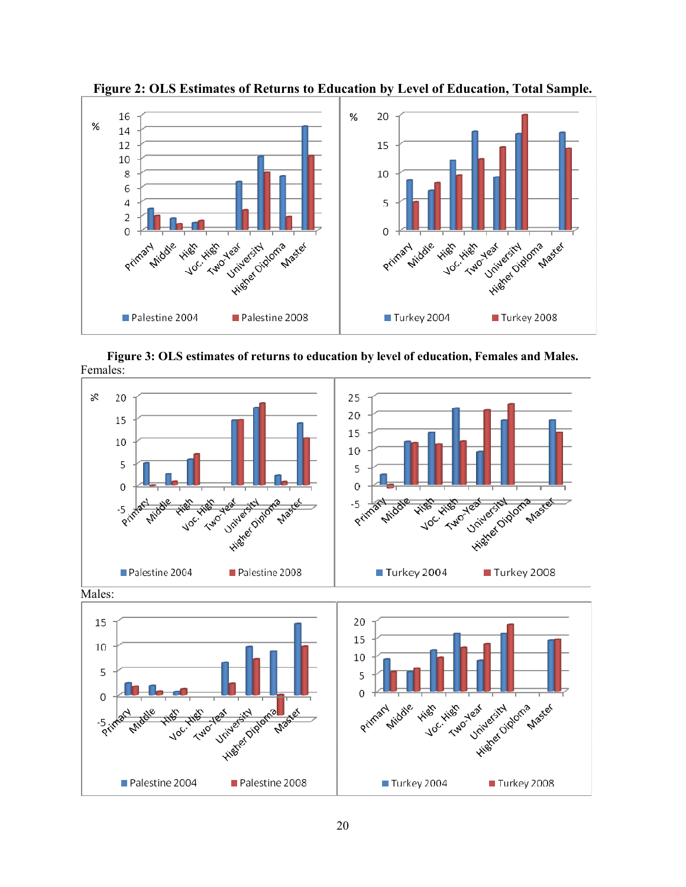**Figure 2: OLS Estimates of Returns to Education by Level of Education, Total Sample.**

**Figure 3: OLS estimates of returns to education by level of education, Females and Males.**

Females:

Males: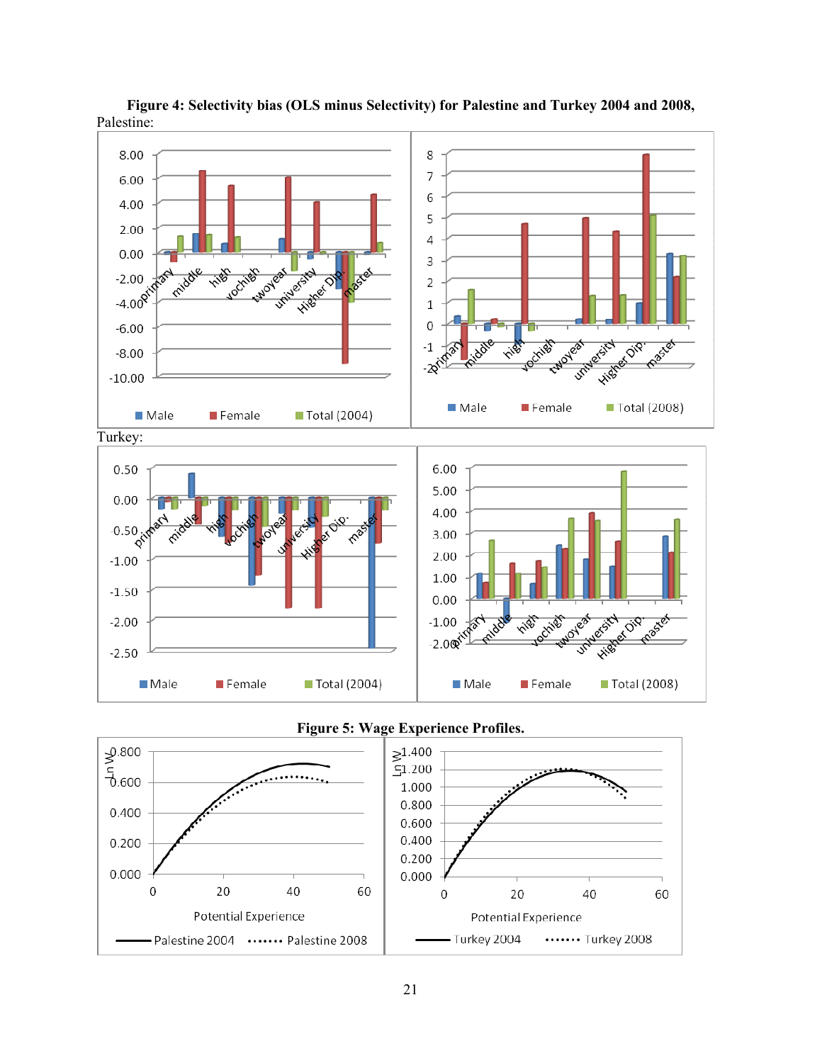**Figure 4: Selectivity bias (OLS minus Selectivity) for Palestine and Turkey 2004 and 2008,**

Palestine:

Turkey:

**Figure 5: Wage Experience Profiles.**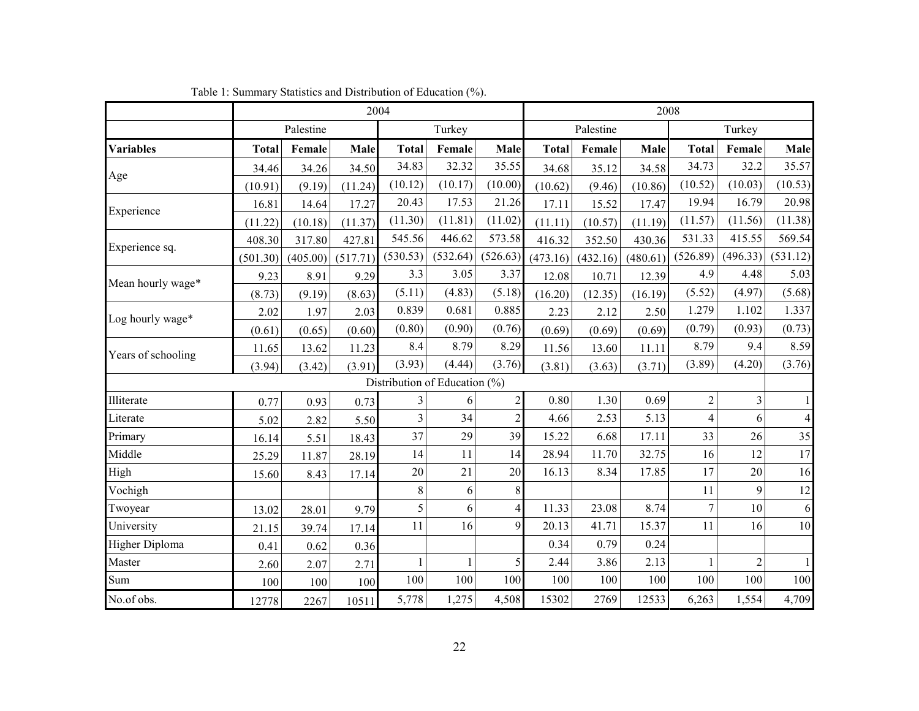Table 1: Summary Statistics and Distribution of Education (%).

| | 2004 | | | | | | 2008 | | | | | |
|---|---|---|---|---|---|---|---|---|---|---|---|---|
| | Palestine | | | Turkey | | | Palestine | | | Turkey | | |
| **Variables** | **Total** | **Female** | **Male** | **Total** | **Female** | **Male** | **Total** | **Female** | **Male** | **Total** | **Female** | **Male** |
| Age | 34.46 | 34.26 | 34.50 | 34.83 | 32.32 | 35.55 | 34.68 | 35.12 | 34.58 | 34.73 | 32.2 | 35.57 |
| | (10.91) | (9.19) | (11.24) | (10.12) | (10.17) | (10.00) | (10.62) | (9.46) | (10.86) | (10.52) | (10.03) | (10.53) |
| Experience | 16.81 | 14.64 | 17.27 | 20.43 | 17.53 | 21.26 | 17.11 | 15.52 | 17.47 | 19.94 | 16.79 | 20.98 |
| | (11.22) | (10.18) | (11.37) | (11.30) | (11.81) | (11.02) | (11.11) | (10.57) | (11.19) | (11.57) | (11.56) | (11.38) |
| Experience sq. | 408.30 | 317.80 | 427.81 | 545.56 | 446.62 | 573.58 | 416.32 | 352.50 | 430.36 | 531.33 | 415.55 | 569.54 |
| | (501.30) | (405.00) | (517.71) | (530.53) | (532.64) | (526.63) | (473.16) | (432.16) | (480.61) | (526.89) | (496.33) | (531.12) |
| Mean hourly wage* | 9.23 | 8.91 | 9.29 | 3.3 | 3.05 | 3.37 | 12.08 | 10.71 | 12.39 | 4.9 | 4.48 | 5.03 |
| | (8.73) | (9.19) | (8.63) | (5.11) | (4.83) | (5.18) | (16.20) | (12.35) | (16.19) | (5.52) | (4.97) | (5.68) |
| Log hourly wage* | 2.02 | 1.97 | 2.03 | 0.839 | 0.681 | 0.885 | 2.23 | 2.12 | 2.50 | 1.279 | 1.102 | 1.337 |
| | (0.61) | (0.65) | (0.60) | (0.80) | (0.90) | (0.76) | (0.69) | (0.69) | (0.69) | (0.79) | (0.93) | (0.73) |
| Years of schooling | 11.65 | 13.62 | 11.23 | 8.4 | 8.79 | 8.29 | 11.56 | 13.60 | 11.11 | 8.79 | 9.4 | 8.59 |
| | (3.94) | (3.42) | (3.91) | (3.93) | (4.44) | (3.76) | (3.81) | (3.63) | (3.71) | (3.89) | (4.20) | (3.76) |
| Distribution of Education (%) | | | | | | | | | | | | |
| Illiterate | 0.77 | 0.93 | 0.73 | 3 | 6 | 2 | 0.80 | 1.30 | 0.69 | 2 | 3 | 1 |
| Literate | 5.02 | 2.82 | 5.50 | 3 | 34 | 2 | 4.66 | 2.53 | 5.13 | 4 | 6 | 4 |
| Primary | 16.14 | 5.51 | 18.43 | 37 | 29 | 39 | 15.22 | 6.68 | 17.11 | 33 | 26 | 35 |
| Middle | 25.29 | 11.87 | 28.19 | 14 | 11 | 14 | 28.94 | 11.70 | 32.75 | 16 | 12 | 17 |
| High | 15.60 | 8.43 | 17.14 | 20 | 21 | 20 | 16.13 | 8.34 | 17.85 | 17 | 20 | 16 |
| Vochigh | | | | 8 | 6 | 8 | | | | 11 | 9 | 12 |
| Twoyear | 13.02 | 28.01 | 9.79 | 5 | 6 | 4 | 11.33 | 23.08 | 8.74 | 7 | 10 | 6 |
| University | 21.15 | 39.74 | 17.14 | 11 | 16 | 9 | 20.13 | 41.71 | 15.37 | 11 | 16 | 10 |
| Higher Diploma | 0.41 | 0.62 | 0.36 | | | | 0.34 | 0.79 | 0.24 | | | |
| Master | 2.60 | 2.07 | 2.71 | 1 | 1 | 5 | 2.44 | 3.86 | 2.13 | 1 | 2 | 1 |
| Sum | 100 | 100 | 100 | 100 | 100 | 100 | 100 | 100 | 100 | 100 | 100 | 100 |
| No.of obs. | 12778 | 2267 | 10511 | 5,778 | 1,275 | 4,508 | 15302 | 2769 | 12533 | 6,263 | 1,554 | 4,709 |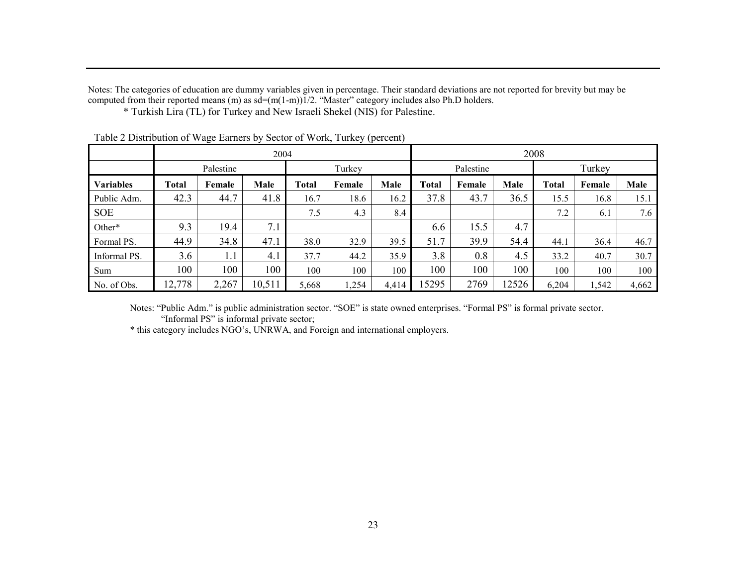Notes: The categories of education are dummy variables given in percentage. Their standard deviations are not reported for brevity but may be computed from their reported means (m) as sd=(m(1-m))1/2. "Master" category includes also Ph.D holders.

\* Turkish Lira (TL) for Turkey and New Israeli Shekel (NIS) for Palestine.

Table 2 Distribution of Wage Earners by Sector of Work, Turkey (percent)

| | 2004 | | | | | | 2008 | | | | | |
|---|---|---|---|---|---|---|---|---|---|---|---|---|
| | Palestine | | | Turkey | | | Palestine | | | Turkey | | |
| **Variables** | **Total** | **Female** | **Male** | **Total** | **Female** | **Male** | **Total** | **Female** | **Male** | **Total** | **Female** | **Male** |
| Public Adm. | 42.3 | 44.7 | 41.8 | 16.7 | 18.6 | 16.2 | 37.8 | 43.7 | 36.5 | 15.5 | 16.8 | 15.1 |
| SOE | | | | 7.5 | 4.3 | 8.4 | | | | 7.2 | 6.1 | 7.6 |
| Other* | 9.3 | 19.4 | 7.1 | | | | 6.6 | 15.5 | 4.7 | | | |
| Formal PS. | 44.9 | 34.8 | 47.1 | 38.0 | 32.9 | 39.5 | 51.7 | 39.9 | 54.4 | 44.1 | 36.4 | 46.7 |
| Informal PS. | 3.6 | 1.1 | 4.1 | 37.7 | 44.2 | 35.9 | 3.8 | 0.8 | 4.5 | 33.2 | 40.7 | 30.7 |
| Sum | 100 | 100 | 100 | 100 | 100 | 100 | 100 | 100 | 100 | 100 | 100 | 100 |
| No. of Obs. | 12,778 | 2,267 | 10,511 | 5,668 | 1,254 | 4,414 | 15295 | 2769 | 12526 | 6,204 | 1,542 | 4,662 |

Notes: "Public Adm." is public administration sector. "SOE" is state owned enterprises. "Formal PS" is formal private sector. "Informal PS" is informal private sector;

\* this category includes NGO's, UNRWA, and Foreign and international employers.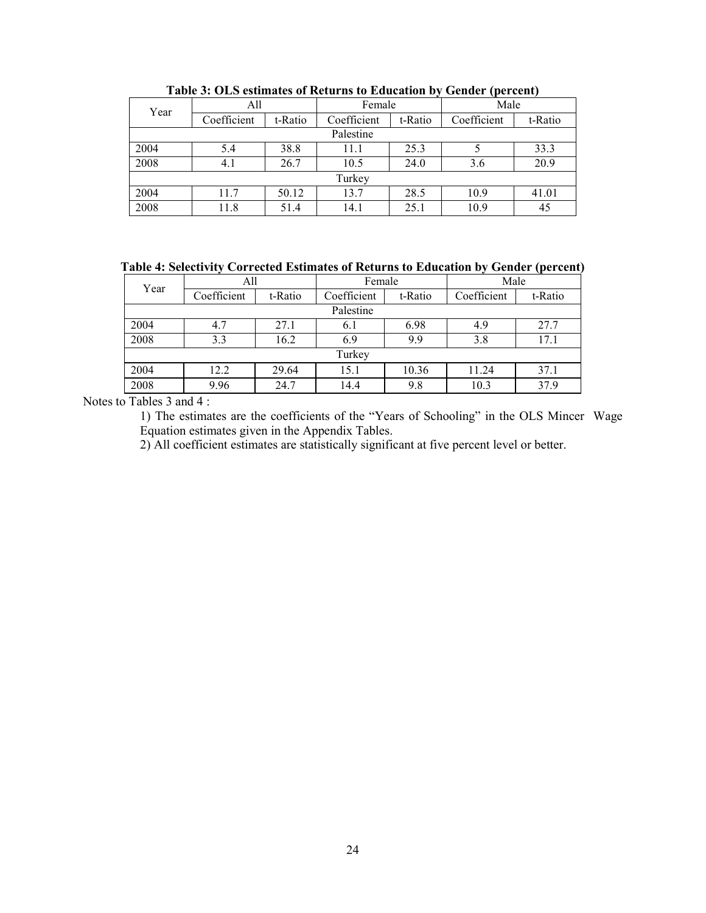**Table 3: OLS estimates of Returns to Education by Gender (percent)**

| Year | All | | Female | | Male | |
|---|---|---|---|---|---|---|
| | Coefficient | t-Ratio | Coefficient | t-Ratio | Coefficient | t-Ratio |
| Palestine | | | | | | |
| 2004 | 5.4 | 38.8 | 11.1 | 25.3 | 5 | 33.3 |
| 2008 | 4.1 | 26.7 | 10.5 | 24.0 | 3.6 | 20.9 |
| Turkey | | | | | | |
| 2004 | 11.7 | 50.12 | 13.7 | 28.5 | 10.9 | 41.01 |
| 2008 | 11.8 | 51.4 | 14.1 | 25.1 | 10.9 | 45 |

**Table 4: Selectivity Corrected Estimates of Returns to Education by Gender (percent)**

| Year | All | | Female | | Male | |
|---|---|---|---|---|---|---|
| | Coefficient | t-Ratio | Coefficient | t-Ratio | Coefficient | t-Ratio |
| Palestine | | | | | | |
| 2004 | 4.7 | 27.1 | 6.1 | 6.98 | 4.9 | 27.7 |
| 2008 | 3.3 | 16.2 | 6.9 | 9.9 | 3.8 | 17.1 |
| Turkey | | | | | | |
| 2004 | 12.2 | 29.64 | 15.1 | 10.36 | 11.24 | 37.1 |
| 2008 | 9.96 | 24.7 | 14.4 | 9.8 | 10.3 | 37.9 |

Notes to Tables 3 and 4 :

1) The estimates are the coefficients of the "Years of Schooling" in the OLS Mincer Wage Equation estimates given in the Appendix Tables.

2) All coefficient estimates are statistically significant at five percent level or better.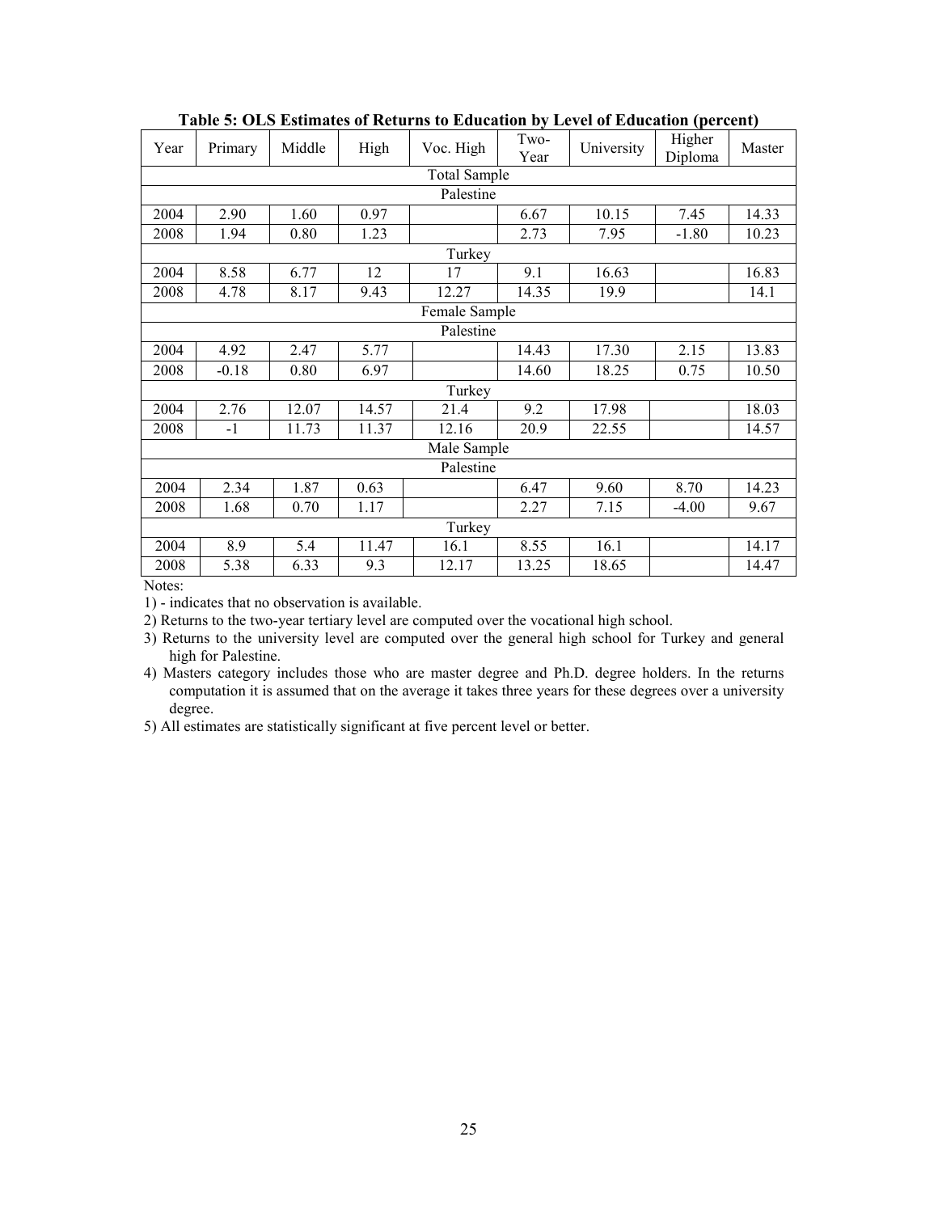**Table 5: OLS Estimates of Returns to Education by Level of Education (percent)**

| Year | Primary | Middle | High | Voc. High | Two-Year | University | Higher Diploma | Master |
|---|---|---|---|---|---|---|---|---|
| Total Sample | | | | | | | | |
| Palestine | | | | | | | | |
| 2004 | 2.90 | 1.60 | 0.97 | | 6.67 | 10.15 | 7.45 | 14.33 |
| 2008 | 1.94 | 0.80 | 1.23 | | 2.73 | 7.95 | -1.80 | 10.23 |
| Turkey | | | | | | | | |
| 2004 | 8.58 | 6.77 | 12 | 17 | 9.1 | 16.63 | | 16.83 |
| 2008 | 4.78 | 8.17 | 9.43 | 12.27 | 14.35 | 19.9 | | 14.1 |
| Female Sample | | | | | | | | |
| Palestine | | | | | | | | |
| 2004 | 4.92 | 2.47 | 5.77 | | 14.43 | 17.30 | 2.15 | 13.83 |
| 2008 | -0.18 | 0.80 | 6.97 | | 14.60 | 18.25 | 0.75 | 10.50 |
| Turkey | | | | | | | | |
| 2004 | 2.76 | 12.07 | 14.57 | 21.4 | 9.2 | 17.98 | | 18.03 |
| 2008 | -1 | 11.73 | 11.37 | 12.16 | 20.9 | 22.55 | | 14.57 |
| Male Sample | | | | | | | | |
| Palestine | | | | | | | | |
| 2004 | 2.34 | 1.87 | 0.63 | | 6.47 | 9.60 | 8.70 | 14.23 |
| 2008 | 1.68 | 0.70 | 1.17 | | 2.27 | 7.15 | -4.00 | 9.67 |
| Turkey | | | | | | | | |
| 2004 | 8.9 | 5.4 | 11.47 | 16.1 | 8.55 | 16.1 | | 14.17 |
| 2008 | 5.38 | 6.33 | 9.3 | 12.17 | 13.25 | 18.65 | | 14.47 |

Notes:

1) - indicates that no observation is available.

2) Returns to the two-year tertiary level are computed over the vocational high school.

3) Returns to the university level are computed over the general high school for Turkey and general high for Palestine.

4) Masters category includes those who are master degree and Ph.D. degree holders. In the returns computation it is assumed that on the average it takes three years for these degrees over a university degree.

5) All estimates are statistically significant at five percent level or better.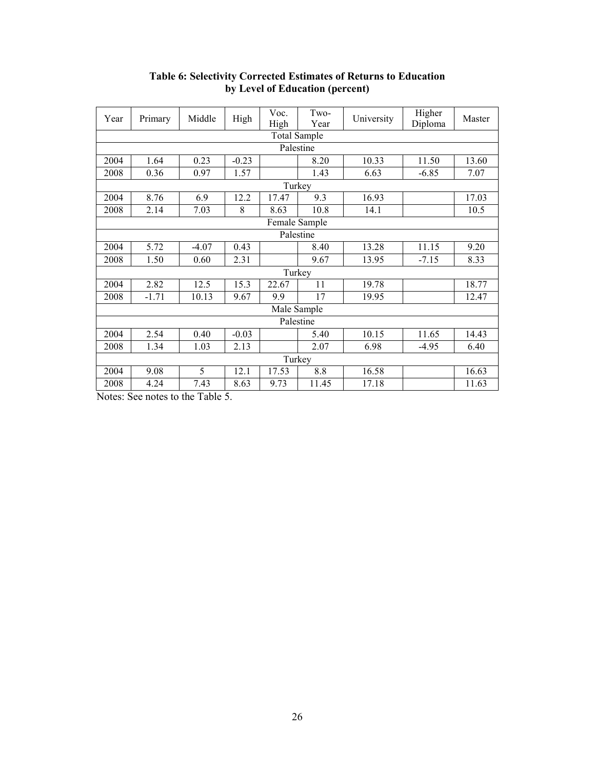**Table 6: Selectivity Corrected Estimates of Returns to Education by Level of Education (percent)**

| Year | Primary | Middle | High | Voc. High | Two-Year | University | Higher Diploma | Master |
|---|---|---|---|---|---|---|---|---|
| **Total Sample** | | | | | | | | |
| Palestine | | | | | | | | |
| 2004 | 1.64 | 0.23 | -0.23 | | 8.20 | 10.33 | 11.50 | 13.60 |
| 2008 | 0.36 | 0.97 | 1.57 | | 1.43 | 6.63 | -6.85 | 7.07 |
| Turkey | | | | | | | | |
| 2004 | 8.76 | 6.9 | 12.2 | 17.47 | 9.3 | 16.93 | | 17.03 |
| 2008 | 2.14 | 7.03 | 8 | 8.63 | 10.8 | 14.1 | | 10.5 |
| **Female Sample** | | | | | | | | |
| Palestine | | | | | | | | |
| 2004 | 5.72 | -4.07 | 0.43 | | 8.40 | 13.28 | 11.15 | 9.20 |
| 2008 | 1.50 | 0.60 | 2.31 | | 9.67 | 13.95 | -7.15 | 8.33 |
| Turkey | | | | | | | | |
| 2004 | 2.82 | 12.5 | 15.3 | 22.67 | 11 | 19.78 | | 18.77 |
| 2008 | -1.71 | 10.13 | 9.67 | 9.9 | 17 | 19.95 | | 12.47 |
| **Male Sample** | | | | | | | | |
| Palestine | | | | | | | | |
| 2004 | 2.54 | 0.40 | -0.03 | | 5.40 | 10.15 | 11.65 | 14.43 |
| 2008 | 1.34 | 1.03 | 2.13 | | 2.07 | 6.98 | -4.95 | 6.40 |
| Turkey | | | | | | | | |
| 2004 | 9.08 | 5 | 12.1 | 17.53 | 8.8 | 16.58 | | 16.63 |
| 2008 | 4.24 | 7.43 | 8.63 | 9.73 | 11.45 | 17.18 | | 11.63 |

Notes: See notes to the Table 5.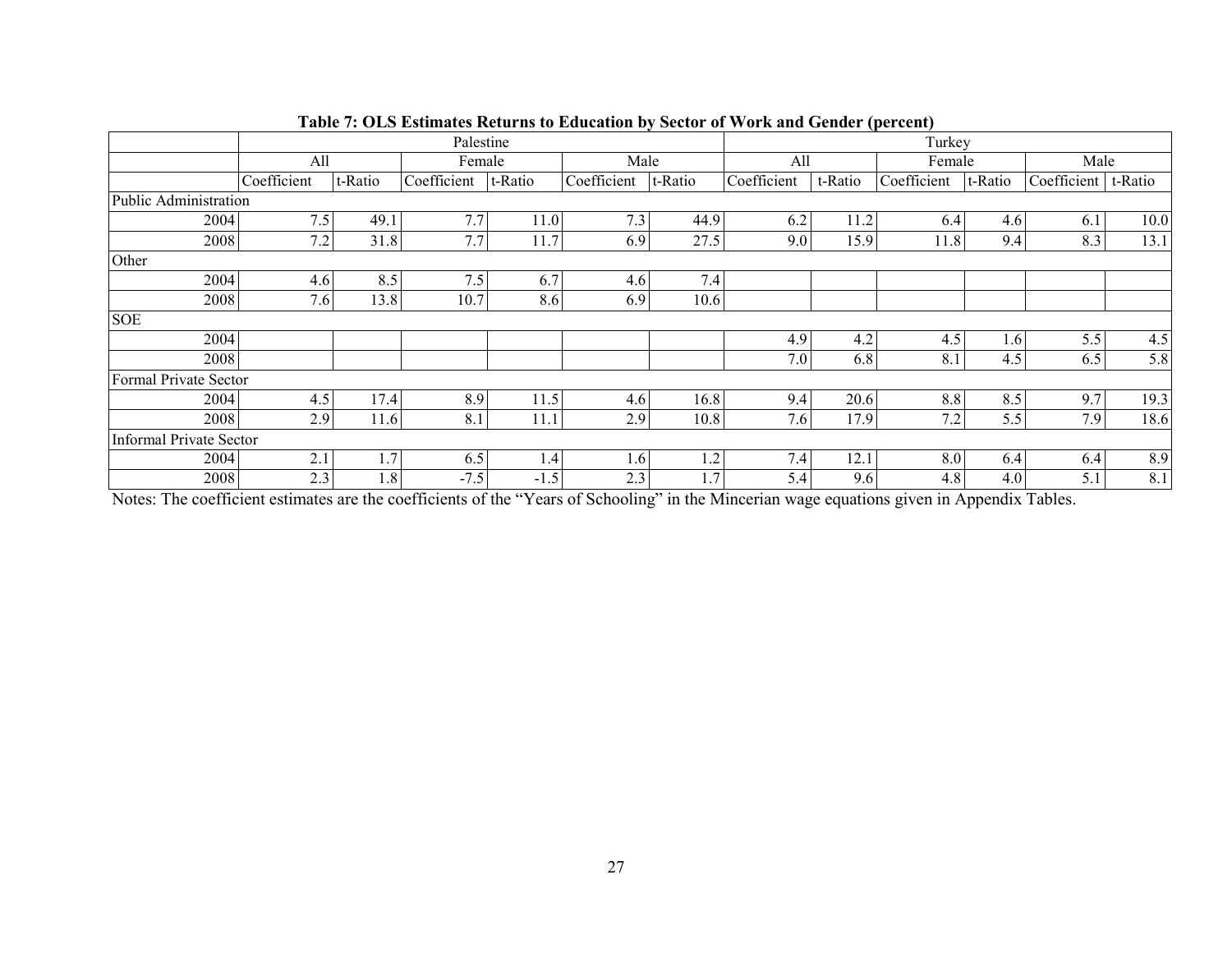**Table 7: OLS Estimates Returns to Education by Sector of Work and Gender (percent)**

| | Palestine | | | | | | Turkey | | | | | |
|---|---|---|---|---|---|---|---|---|---|---|---|---|
| | All | | Female | | Male | | All | | Female | | Male | |
| | Coefficient | t-Ratio | Coefficient | t-Ratio | Coefficient | t-Ratio | Coefficient | t-Ratio | Coefficient | t-Ratio | Coefficient | t-Ratio |
| Public Administration | | | | | | | | | | | | |
| 2004 | 7.5 | 49.1 | 7.7 | 11.0 | 7.3 | 44.9 | 6.2 | 11.2 | 6.4 | 4.6 | 6.1 | 10.0 |
| 2008 | 7.2 | 31.8 | 7.7 | 11.7 | 6.9 | 27.5 | 9.0 | 15.9 | 11.8 | 9.4 | 8.3 | 13.1 |
| Other | | | | | | | | | | | | |
| 2004 | 4.6 | 8.5 | 7.5 | 6.7 | 4.6 | 7.4 | | | | | | |
| 2008 | 7.6 | 13.8 | 10.7 | 8.6 | 6.9 | 10.6 | | | | | | |
| SOE | | | | | | | | | | | | |
| 2004 | | | | | | | 4.9 | 4.2 | 4.5 | 1.6 | 5.5 | 4.5 |
| 2008 | | | | | | | 7.0 | 6.8 | 8.1 | 4.5 | 6.5 | 5.8 |
| Formal Private Sector | | | | | | | | | | | | |
| 2004 | 4.5 | 17.4 | 8.9 | 11.5 | 4.6 | 16.8 | 9.4 | 20.6 | 8.8 | 8.5 | 9.7 | 19.3 |
| 2008 | 2.9 | 11.6 | 8.1 | 11.1 | 2.9 | 10.8 | 7.6 | 17.9 | 7.2 | 5.5 | 7.9 | 18.6 |
| Informal Private Sector | | | | | | | | | | | | |
| 2004 | 2.1 | 1.7 | 6.5 | 1.4 | 1.6 | 1.2 | 7.4 | 12.1 | 8.0 | 6.4 | 6.4 | 8.9 |
| 2008 | 2.3 | 1.8 | -7.5 | -1.5 | 2.3 | 1.7 | 5.4 | 9.6 | 4.8 | 4.0 | 5.1 | 8.1 |

Notes: The coefficient estimates are the coefficients of the "Years of Schooling" in the Mincerian wage equations given in Appendix Tables.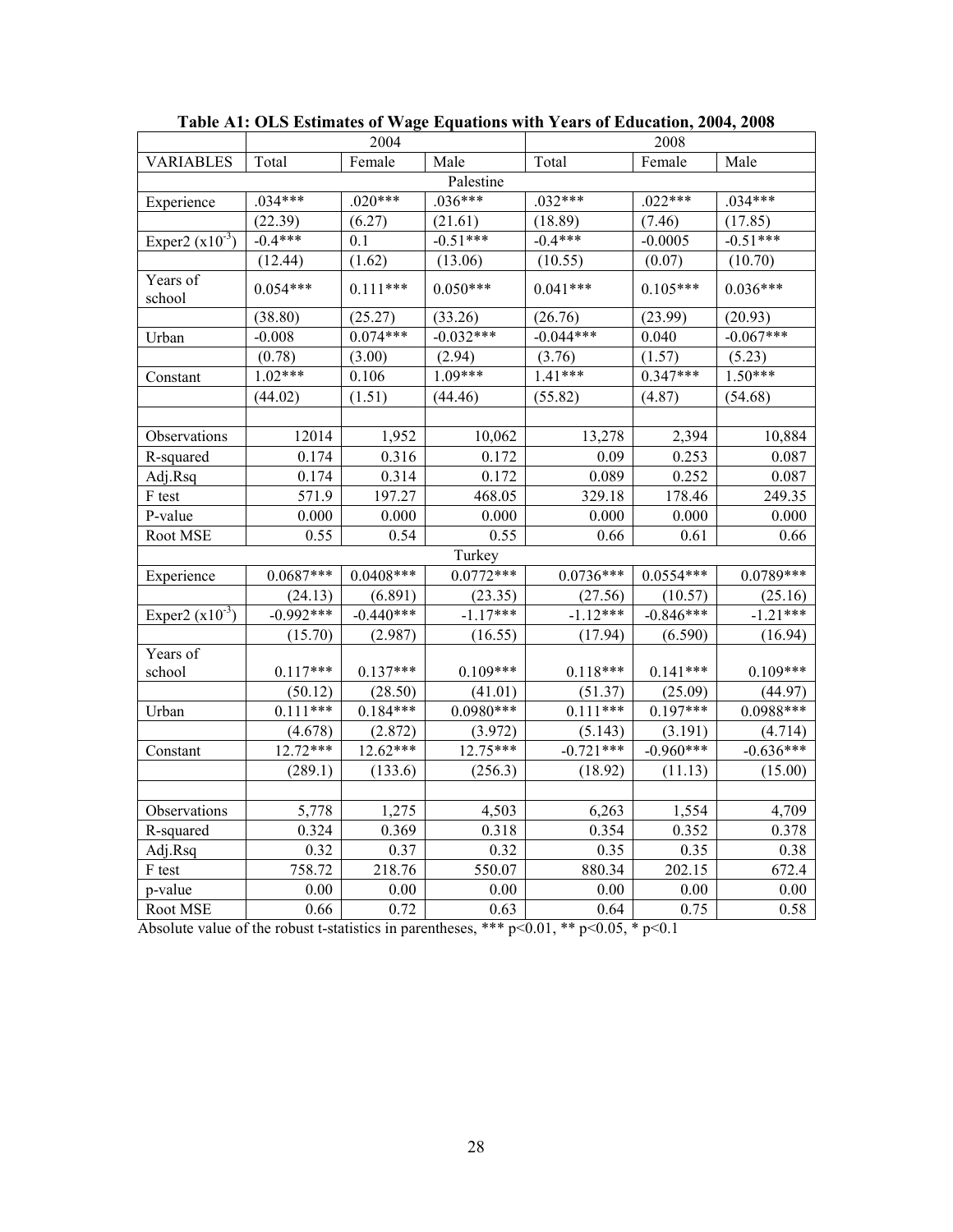**Table A1: OLS Estimates of Wage Equations with Years of Education, 2004, 2008**

| | 2004 | | | 2008 | | |
|---|---|---|---|---|---|---|
| VARIABLES | Total | Female | Male | Total | Female | Male |
| | | | Palestine | | | |
| Experience | .034*** | .020*** | .036*** | .032*** | .022*** | .034*** |
| | (22.39) | (6.27) | (21.61) | (18.89) | (7.46) | (17.85) |
| Exper2 ($x10^{-3}$) | -0.4*** | 0.1 | -0.51*** | -0.4*** | -0.0005 | -0.51*** |
| | (12.44) | (1.62) | (13.06) | (10.55) | (0.07) | (10.70) |
| Years of school | 0.054*** | 0.111*** | 0.050*** | 0.041*** | 0.105*** | 0.036*** |
| | (38.80) | (25.27) | (33.26) | (26.76) | (23.99) | (20.93) |
| Urban | -0.008 | 0.074*** | -0.032*** | -0.044*** | 0.040 | -0.067*** |
| | (0.78) | (3.00) | (2.94) | (3.76) | (1.57) | (5.23) |
| Constant | 1.02*** | 0.106 | 1.09*** | 1.41*** | 0.347*** | 1.50*** |
| | (44.02) | (1.51) | (44.46) | (55.82) | (4.87) | (54.68) |
| | | | | | | |
| Observations | 12014 | 1,952 | 10,062 | 13,278 | 2,394 | 10,884 |
| R-squared | 0.174 | 0.316 | 0.172 | 0.09 | 0.253 | 0.087 |
| Adj.Rsq | 0.174 | 0.314 | 0.172 | 0.089 | 0.252 | 0.087 |
| F test | 571.9 | 197.27 | 468.05 | 329.18 | 178.46 | 249.35 |
| P-value | 0.000 | 0.000 | 0.000 | 0.000 | 0.000 | 0.000 |
| Root MSE | 0.55 | 0.54 | 0.55 | 0.66 | 0.61 | 0.66 |
| | | | Turkey | | | |
| Experience | 0.0687*** | 0.0408*** | 0.0772*** | 0.0736*** | 0.0554*** | 0.0789*** |
| | (24.13) | (6.891) | (23.35) | (27.56) | (10.57) | (25.16) |
| Exper2 ($x10^{-3}$) | -0.992*** | -0.440*** | -1.17*** | -1.12*** | -0.846*** | -1.21*** |
| | (15.70) | (2.987) | (16.55) | (17.94) | (6.590) | (16.94) |
| Years of school | 0.117*** | 0.137*** | 0.109*** | 0.118*** | 0.141*** | 0.109*** |
| | (50.12) | (28.50) | (41.01) | (51.37) | (25.09) | (44.97) |
| Urban | 0.111*** | 0.184*** | 0.0980*** | 0.111*** | 0.197*** | 0.0988*** |
| | (4.678) | (2.872) | (3.972) | (5.143) | (3.191) | (4.714) |
| Constant | 12.72*** | 12.62*** | 12.75*** | -0.721*** | -0.960*** | -0.636*** |
| | (289.1) | (133.6) | (256.3) | (18.92) | (11.13) | (15.00) |
| | | | | | | |
| Observations | 5,778 | 1,275 | 4,503 | 6,263 | 1,554 | 4,709 |
| R-squared | 0.324 | 0.369 | 0.318 | 0.354 | 0.352 | 0.378 |
| Adj.Rsq | 0.32 | 0.37 | 0.32 | 0.35 | 0.35 | 0.38 |
| F test | 758.72 | 218.76 | 550.07 | 880.34 | 202.15 | 672.4 |
| p-value | 0.00 | 0.00 | 0.00 | 0.00 | 0.00 | 0.00 |
| Root MSE | 0.66 | 0.72 | 0.63 | 0.64 | 0.75 | 0.58 |

Absolute value of the robust t-statistics in parentheses, *** $p<0.01$, ** $p<0.05$, * $p<0.1$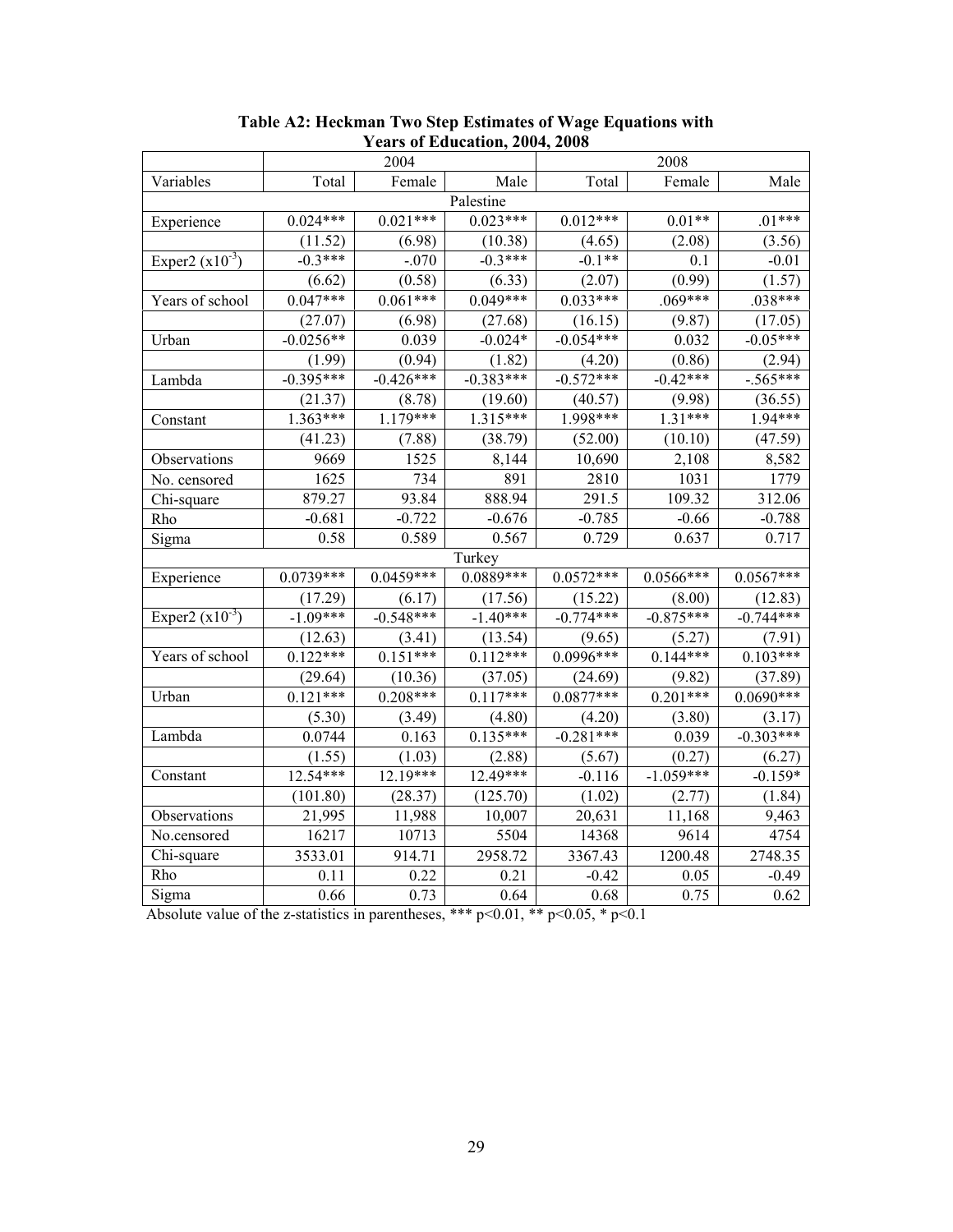**Table A2: Heckman Two Step Estimates of Wage Equations with Years of Education, 2004, 2008**

| | 2004 | | | 2008 | | |
|---|---|---|---|---|---|---|
| Variables | Total | Female | Male | Total | Female | Male |
| | | | Palestine | | | |
| Experience | 0.024*** | 0.021*** | 0.023*** | 0.012*** | 0.01** | .01*** |
| | (11.52) | (6.98) | (10.38) | (4.65) | (2.08) | (3.56) |
| Exper2 ($x10^{-3}$) | -0.3*** | -.070 | -0.3*** | -0.1** | 0.1 | -0.01 |
| | (6.62) | (0.58) | (6.33) | (2.07) | (0.99) | (1.57) |
| Years of school | 0.047*** | 0.061*** | 0.049*** | 0.033*** | .069*** | .038*** |
| | (27.07) | (6.98) | (27.68) | (16.15) | (9.87) | (17.05) |
| Urban | -0.0256** | 0.039 | -0.024* | -0.054*** | 0.032 | -0.05*** |
| | (1.99) | (0.94) | (1.82) | (4.20) | (0.86) | (2.94) |
| Lambda | -0.395*** | -0.426*** | -0.383*** | -0.572*** | -0.42*** | -.565*** |
| | (21.37) | (8.78) | (19.60) | (40.57) | (9.98) | (36.55) |
| Constant | 1.363*** | 1.179*** | 1.315*** | 1.998*** | 1.31*** | 1.94*** |
| | (41.23) | (7.88) | (38.79) | (52.00) | (10.10) | (47.59) |
| Observations | 9669 | 1525 | 8,144 | 10,690 | 2,108 | 8,582 |
| No. censored | 1625 | 734 | 891 | 2810 | 1031 | 1779 |
| Chi-square | 879.27 | 93.84 | 888.94 | 291.5 | 109.32 | 312.06 |
| Rho | -0.681 | -0.722 | -0.676 | -0.785 | -0.66 | -0.788 |
| Sigma | 0.58 | 0.589 | 0.567 | 0.729 | 0.637 | 0.717 |
| | | | Turkey | | | |
| Experience | 0.0739*** | 0.0459*** | 0.0889*** | 0.0572*** | 0.0566*** | 0.0567*** |
| | (17.29) | (6.17) | (17.56) | (15.22) | (8.00) | (12.83) |
| Exper2 ($x10^{-3}$) | -1.09*** | -0.548*** | -1.40*** | -0.774*** | -0.875*** | -0.744*** |
| | (12.63) | (3.41) | (13.54) | (9.65) | (5.27) | (7.91) |
| Years of school | 0.122*** | 0.151*** | 0.112*** | 0.0996*** | 0.144*** | 0.103*** |
| | (29.64) | (10.36) | (37.05) | (24.69) | (9.82) | (37.89) |
| Urban | 0.121*** | 0.208*** | 0.117*** | 0.0877*** | 0.201*** | 0.0690*** |
| | (5.30) | (3.49) | (4.80) | (4.20) | (3.80) | (3.17) |
| Lambda | 0.0744 | 0.163 | 0.135*** | -0.281*** | 0.039 | -0.303*** |
| | (1.55) | (1.03) | (2.88) | (5.67) | (0.27) | (6.27) |
| Constant | 12.54*** | 12.19*** | 12.49*** | -0.116 | -1.059*** | -0.159* |
| | (101.80) | (28.37) | (125.70) | (1.02) | (2.77) | (1.84) |
| Observations | 21,995 | 11,988 | 10,007 | 20,631 | 11,168 | 9,463 |
| No.censored | 16217 | 10713 | 5504 | 14368 | 9614 | 4754 |
| Chi-square | 3533.01 | 914.71 | 2958.72 | 3367.43 | 1200.48 | 2748.35 |
| Rho | 0.11 | 0.22 | 0.21 | -0.42 | 0.05 | -0.49 |
| Sigma | 0.66 | 0.73 | 0.64 | 0.68 | 0.75 | 0.62 |

Absolute value of the z-statistics in parentheses, *** p<0.01, ** p<0.05, * p<0.1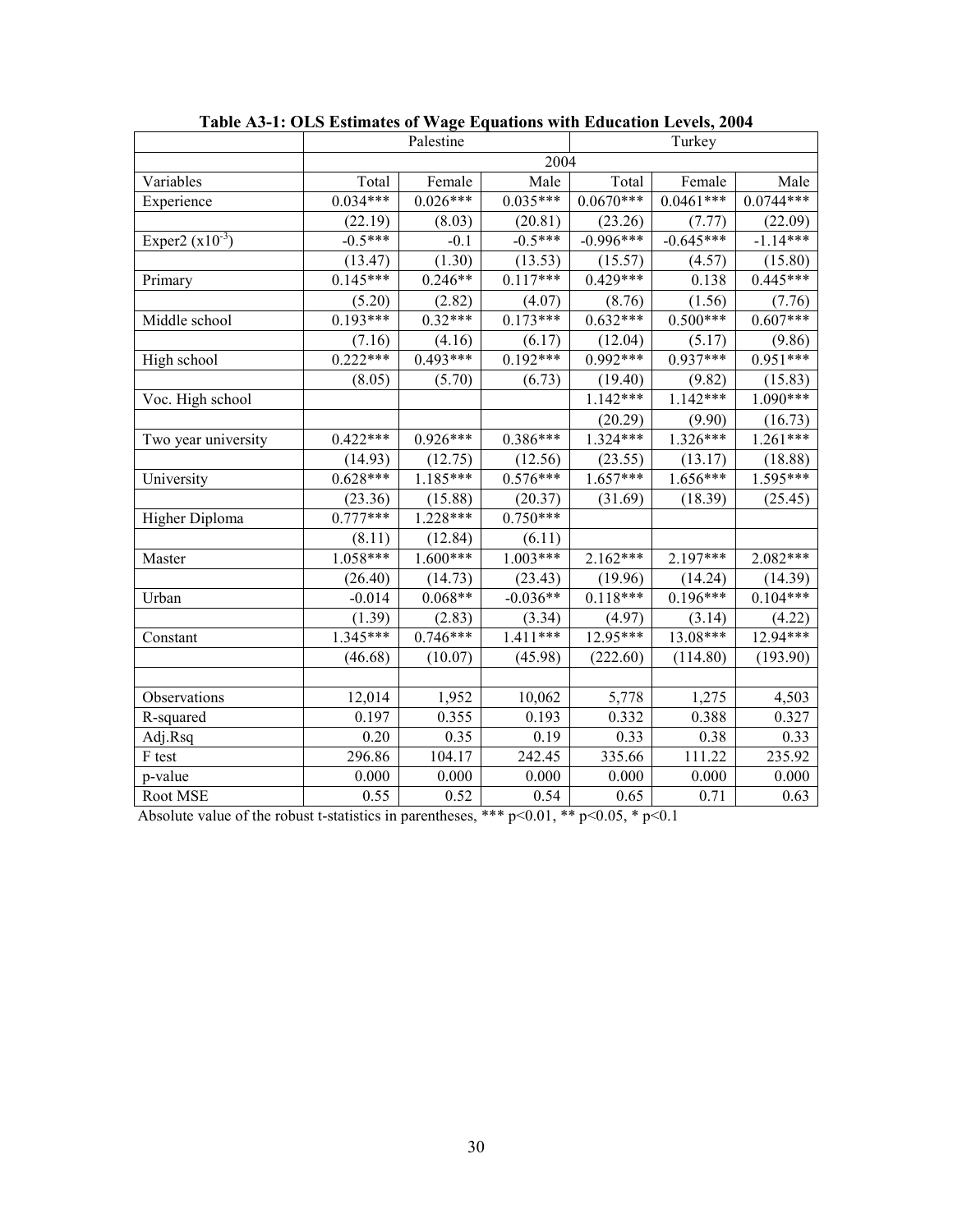**Table A3-1: OLS Estimates of Wage Equations with Education Levels, 2004**

| | Palestine | | | Turkey | | |
|---|---|---|---|---|---|---|
| | 2004 | | | | | |
| Variables | Total | Female | Male | Total | Female | Male |
| Experience | 0.034*** | 0.026*** | 0.035*** | 0.0670*** | 0.0461*** | 0.0744*** |
| | (22.19) | (8.03) | (20.81) | (23.26) | (7.77) | (22.09) |
| Exper2 ($x10^{-3}$) | -0.5*** | -0.1 | -0.5*** | -0.996*** | -0.645*** | -1.14*** |
| | (13.47) | (1.30) | (13.53) | (15.57) | (4.57) | (15.80) |
| Primary | 0.145*** | 0.246** | 0.117*** | 0.429*** | 0.138 | 0.445*** |
| | (5.20) | (2.82) | (4.07) | (8.76) | (1.56) | (7.76) |
| Middle school | 0.193*** | 0.32*** | 0.173*** | 0.632*** | 0.500*** | 0.607*** |
| | (7.16) | (4.16) | (6.17) | (12.04) | (5.17) | (9.86) |
| High school | 0.222*** | 0.493*** | 0.192*** | 0.992*** | 0.937*** | 0.951*** |
| | (8.05) | (5.70) | (6.73) | (19.40) | (9.82) | (15.83) |
| Voc. High school | | | | 1.142*** | 1.142*** | 1.090*** |
| | | | | (20.29) | (9.90) | (16.73) |
| Two year university | 0.422*** | 0.926*** | 0.386*** | 1.324*** | 1.326*** | 1.261*** |
| | (14.93) | (12.75) | (12.56) | (23.55) | (13.17) | (18.88) |
| University | 0.628*** | 1.185*** | 0.576*** | 1.657*** | 1.656*** | 1.595*** |
| | (23.36) | (15.88) | (20.37) | (31.69) | (18.39) | (25.45) |
| Higher Diploma | 0.777*** | 1.228*** | 0.750*** | | | |
| | (8.11) | (12.84) | (6.11) | | | |
| Master | 1.058*** | 1.600*** | 1.003*** | 2.162*** | 2.197*** | 2.082*** |
| | (26.40) | (14.73) | (23.43) | (19.96) | (14.24) | (14.39) |
| Urban | -0.014 | 0.068** | -0.036** | 0.118*** | 0.196*** | 0.104*** |
| | (1.39) | (2.83) | (3.34) | (4.97) | (3.14) | (4.22) |
| Constant | 1.345*** | 0.746*** | 1.411*** | 12.95*** | 13.08*** | 12.94*** |
| | (46.68) | (10.07) | (45.98) | (222.60) | (114.80) | (193.90) |
| | | | | | | |
| Observations | 12,014 | 1,952 | 10,062 | 5,778 | 1,275 | 4,503 |
| R-squared | 0.197 | 0.355 | 0.193 | 0.332 | 0.388 | 0.327 |
| Adj.Rsq | 0.20 | 0.35 | 0.19 | 0.33 | 0.38 | 0.33 |
| F test | 296.86 | 104.17 | 242.45 | 335.66 | 111.22 | 235.92 |
| p-value | 0.000 | 0.000 | 0.000 | 0.000 | 0.000 | 0.000 |
| Root MSE | 0.55 | 0.52 | 0.54 | 0.65 | 0.71 | 0.63 |

Absolute value of the robust t-statistics in parentheses, *** $p<0.01$, ** $p<0.05$, * $p<0.1$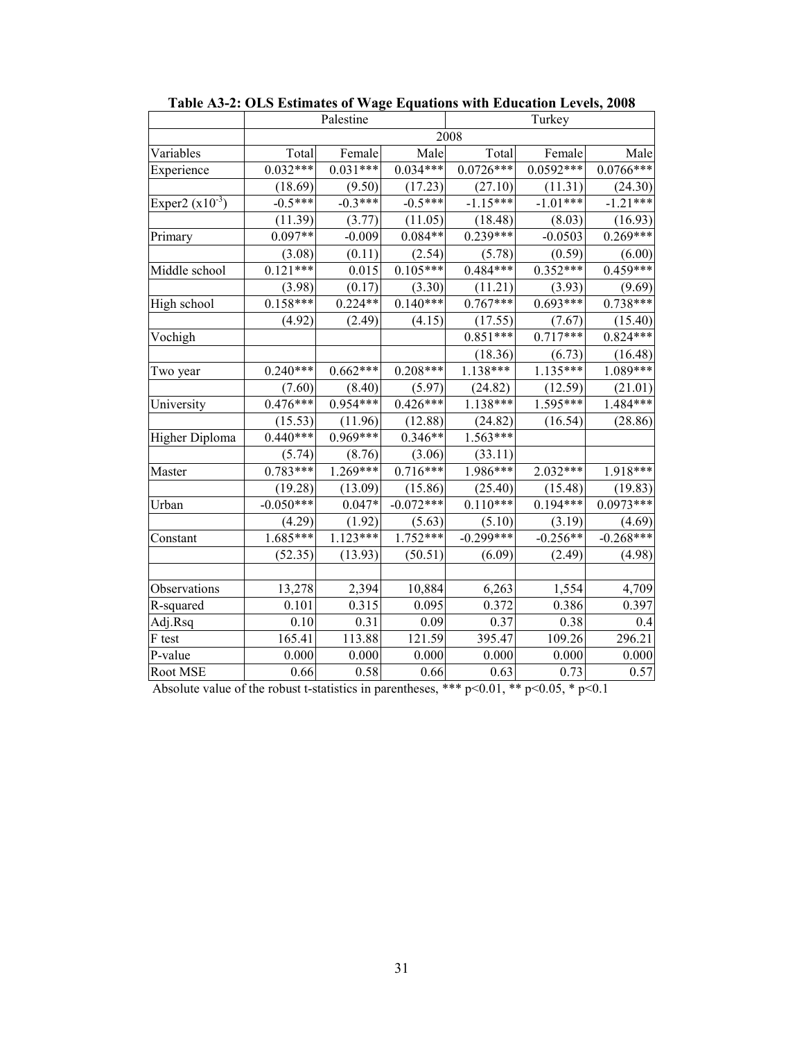**Table A3-2: OLS Estimates of Wage Equations with Education Levels, 2008**

| | Palestine | | | Turkey | | |
|---|---|---|---|---|---|---|
| | 2008 | | | | | |
| Variables | Total | Female | Male | Total | Female | Male |
| Experience | 0.032*** | 0.031*** | 0.034*** | 0.0726*** | 0.0592*** | 0.0766*** |
| | (18.69) | (9.50) | (17.23) | (27.10) | (11.31) | (24.30) |
| Exper2 ($x10^{-3}$) | -0.5*** | -0.3*** | -0.5*** | -1.15*** | -1.01*** | -1.21*** |
| | (11.39) | (3.77) | (11.05) | (18.48) | (8.03) | (16.93) |
| Primary | 0.097** | -0.009 | 0.084** | 0.239*** | -0.0503 | 0.269*** |
| | (3.08) | (0.11) | (2.54) | (5.78) | (0.59) | (6.00) |
| Middle school | 0.121*** | 0.015 | 0.105*** | 0.484*** | 0.352*** | 0.459*** |
| | (3.98) | (0.17) | (3.30) | (11.21) | (3.93) | (9.69) |
| High school | 0.158*** | 0.224** | 0.140*** | 0.767*** | 0.693*** | 0.738*** |
| | (4.92) | (2.49) | (4.15) | (17.55) | (7.67) | (15.40) |
| Vochigh | | | | 0.851*** | 0.717*** | 0.824*** |
| | | | | (18.36) | (6.73) | (16.48) |
| Two year | 0.240*** | 0.662*** | 0.208*** | 1.138*** | 1.135*** | 1.089*** |
| | (7.60) | (8.40) | (5.97) | (24.82) | (12.59) | (21.01) |
| University | 0.476*** | 0.954*** | 0.426*** | 1.138*** | 1.595*** | 1.484*** |
| | (15.53) | (11.96) | (12.88) | (24.82) | (16.54) | (28.86) |
| Higher Diploma | 0.440*** | 0.969*** | 0.346** | 1.563*** | | |
| | (5.74) | (8.76) | (3.06) | (33.11) | | |
| Master | 0.783*** | 1.269*** | 0.716*** | 1.986*** | 2.032*** | 1.918*** |
| | (19.28) | (13.09) | (15.86) | (25.40) | (15.48) | (19.83) |
| Urban | -0.050*** | 0.047* | -0.072*** | 0.110*** | 0.194*** | 0.0973*** |
| | (4.29) | (1.92) | (5.63) | (5.10) | (3.19) | (4.69) |
| Constant | 1.685*** | 1.123*** | 1.752*** | -0.299*** | -0.256** | -0.268*** |
| | (52.35) | (13.93) | (50.51) | (6.09) | (2.49) | (4.98) |
| | | | | | | |
| Observations | 13,278 | 2,394 | 10,884 | 6,263 | 1,554 | 4,709 |
| R-squared | 0.101 | 0.315 | 0.095 | 0.372 | 0.386 | 0.397 |
| Adj.Rsq | 0.10 | 0.31 | 0.09 | 0.37 | 0.38 | 0.4 |
| F test | 165.41 | 113.88 | 121.59 | 395.47 | 109.26 | 296.21 |
| P-value | 0.000 | 0.000 | 0.000 | 0.000 | 0.000 | 0.000 |
| Root MSE | 0.66 | 0.58 | 0.66 | 0.63 | 0.73 | 0.57 |

Absolute value of the robust t-statistics in parentheses, *** $p<0.01$, ** $p<0.05$, * $p<0.1$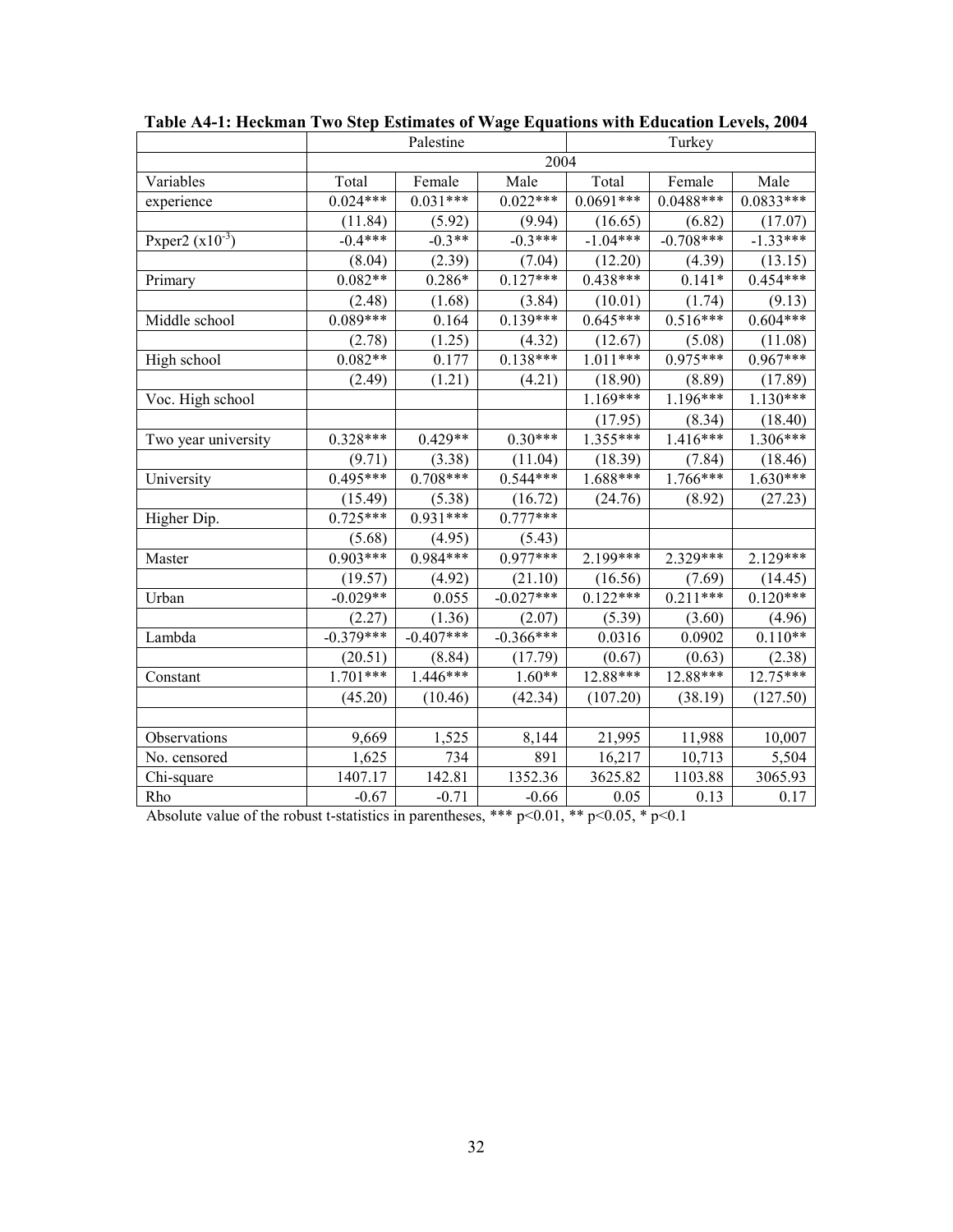**Table A4-1: Heckman Two Step Estimates of Wage Equations with Education Levels, 2004**

| | Palestine | | | Turkey | | |
|---|---|---|---|---|---|---|
| | 2004 | | | | | |
| Variables | Total | Female | Male | Total | Female | Male |
| experience | 0.024*** | 0.031*** | 0.022*** | 0.0691*** | 0.0488*** | 0.0833*** |
| | (11.84) | (5.92) | (9.94) | (16.65) | (6.82) | (17.07) |
| Pxper2 ($x10^{-3}$) | -0.4*** | -0.3** | -0.3*** | -1.04*** | -0.708*** | -1.33*** |
| | (8.04) | (2.39) | (7.04) | (12.20) | (4.39) | (13.15) |
| Primary | 0.082** | 0.286* | 0.127*** | 0.438*** | 0.141* | 0.454*** |
| | (2.48) | (1.68) | (3.84) | (10.01) | (1.74) | (9.13) |
| Middle school | 0.089*** | 0.164 | 0.139*** | 0.645*** | 0.516*** | 0.604*** |
| | (2.78) | (1.25) | (4.32) | (12.67) | (5.08) | (11.08) |
| High school | 0.082** | 0.177 | 0.138*** | 1.011*** | 0.975*** | 0.967*** |
| | (2.49) | (1.21) | (4.21) | (18.90) | (8.89) | (17.89) |
| Voc. High school | | | | 1.169*** | 1.196*** | 1.130*** |
| | | | | (17.95) | (8.34) | (18.40) |
| Two year university | 0.328*** | 0.429** | 0.30*** | 1.355*** | 1.416*** | 1.306*** |
| | (9.71) | (3.38) | (11.04) | (18.39) | (7.84) | (18.46) |
| University | 0.495*** | 0.708*** | 0.544*** | 1.688*** | 1.766*** | 1.630*** |
| | (15.49) | (5.38) | (16.72) | (24.76) | (8.92) | (27.23) |
| Higher Dip. | 0.725*** | 0.931*** | 0.777*** | | | |
| | (5.68) | (4.95) | (5.43) | | | |
| Master | 0.903*** | 0.984*** | 0.977*** | 2.199*** | 2.329*** | 2.129*** |
| | (19.57) | (4.92) | (21.10) | (16.56) | (7.69) | (14.45) |
| Urban | -0.029** | 0.055 | -0.027*** | 0.122*** | 0.211*** | 0.120*** |
| | (2.27) | (1.36) | (2.07) | (5.39) | (3.60) | (4.96) |
| Lambda | -0.379*** | -0.407*** | -0.366*** | 0.0316 | 0.0902 | 0.110** |
| | (20.51) | (8.84) | (17.79) | (0.67) | (0.63) | (2.38) |
| Constant | 1.701*** | 1.446*** | 1.60** | 12.88*** | 12.88*** | 12.75*** |
| | (45.20) | (10.46) | (42.34) | (107.20) | (38.19) | (127.50) |
| | | | | | | |
| Observations | 9,669 | 1,525 | 8,144 | 21,995 | 11,988 | 10,007 |
| No. censored | 1,625 | 734 | 891 | 16,217 | 10,713 | 5,504 |
| Chi-square | 1407.17 | 142.81 | 1352.36 | 3625.82 | 1103.88 | 3065.93 |
| Rho | -0.67 | -0.71 | -0.66 | 0.05 | 0.13 | 0.17 |

Absolute value of the robust t-statistics in parentheses, *** p<0.01, ** p<0.05, * p<0.1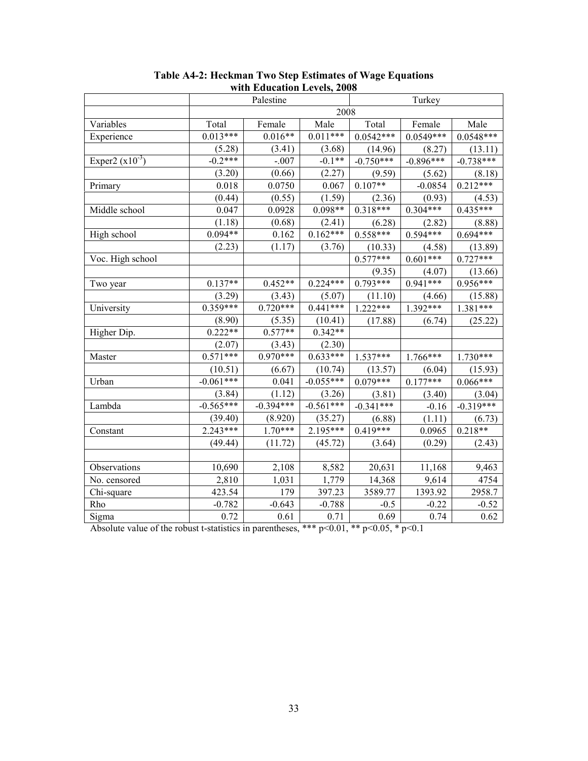**Table A4-2: Heckman Two Step Estimates of Wage Equations with Education Levels, 2008**

| | Palestine | | | Turkey | | |
|---|---|---|---|---|---|---|
| | 2008 | | | | | |
| Variables | Total | Female | Male | Total | Female | Male |
| Experience | 0.013*** | 0.016** | 0.011*** | 0.0542*** | 0.0549*** | 0.0548*** |
| | (5.28) | (3.41) | (3.68) | (14.96) | (8.27) | (13.11) |
| Exper2 ($x10^{-3}$) | -0.2*** | -.007 | -0.1** | -0.750*** | -0.896*** | -0.738*** |
| | (3.20) | (0.66) | (2.27) | (9.59) | (5.62) | (8.18) |
| Primary | 0.018 | 0.0750 | 0.067 | 0.107** | -0.0854 | 0.212*** |
| | (0.44) | (0.55) | (1.59) | (2.36) | (0.93) | (4.53) |
| Middle school | 0.047 | 0.0928 | 0.098** | 0.318*** | 0.304*** | 0.435*** |
| | (1.18) | (0.68) | (2.41) | (6.28) | (2.82) | (8.88) |
| High school | 0.094** | 0.162 | 0.162*** | 0.558*** | 0.594*** | 0.694*** |
| | (2.23) | (1.17) | (3.76) | (10.33) | (4.58) | (13.89) |
| Voc. High school | | | | 0.577*** | 0.601*** | 0.727*** |
| | | | | (9.35) | (4.07) | (13.66) |
| Two year | 0.137** | 0.452** | 0.224*** | 0.793*** | 0.941*** | 0.956*** |
| | (3.29) | (3.43) | (5.07) | (11.10) | (4.66) | (15.88) |
| University | 0.359*** | 0.720*** | 0.441*** | 1.222*** | 1.392*** | 1.381*** |
| | (8.90) | (5.35) | (10.41) | (17.88) | (6.74) | (25.22) |
| Higher Dip. | 0.222** | 0.577** | 0.342** | | | |
| | (2.07) | (3.43) | (2.30) | | | |
| Master | 0.571*** | 0.970*** | 0.633*** | 1.537*** | 1.766*** | 1.730*** |
| | (10.51) | (6.67) | (10.74) | (13.57) | (6.04) | (15.93) |
| Urban | -0.061*** | 0.041 | -0.055*** | 0.079*** | 0.177*** | 0.066*** |
| | (3.84) | (1.12) | (3.26) | (3.81) | (3.40) | (3.04) |
| Lambda | -0.565*** | -0.394*** | -0.561*** | -0.341*** | -0.16 | -0.319*** |
| | (39.40) | (8.920) | (35.27) | (6.88) | (1.11) | (6.73) |
| Constant | 2.243*** | 1.70*** | 2.195*** | 0.419*** | 0.0965 | 0.218** |
| | (49.44) | (11.72) | (45.72) | (3.64) | (0.29) | (2.43) |
| | | | | | | |
| Observations | 10,690 | 2,108 | 8,582 | 20,631 | 11,168 | 9,463 |
| No. censored | 2,810 | 1,031 | 1,779 | 14,368 | 9,614 | 4754 |
| Chi-square | 423.54 | 179 | 397.23 | 3589.77 | 1393.92 | 2958.7 |
| Rho | -0.782 | -0.643 | -0.788 | -0.5 | -0.22 | -0.52 |
| Sigma | 0.72 | 0.61 | 0.71 | 0.69 | 0.74 | 0.62 |

Absolute value of the robust t-statistics in parentheses, *** $p<0.01$, ** $p<0.05$, * $p<0.1$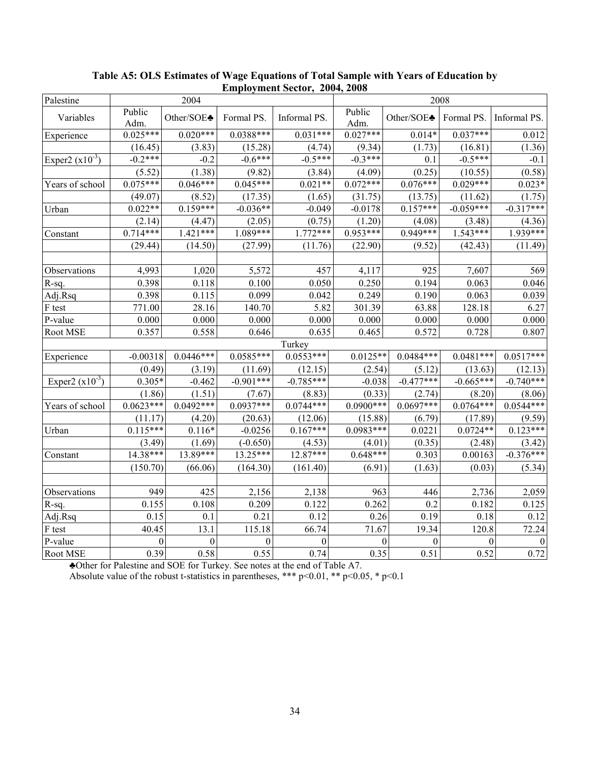**Table A5: OLS Estimates of Wage Equations of Total Sample with Years of Education by Employment Sector, 2004, 2008**

| Palestine | 2004 | | | | 2008 | | | |
|---|---|---|---|---|---|---|---|---|
| Variables | Public Adm. | Other/SOE♣ | Formal PS. | Informal PS. | Public Adm. | Other/SOE♣ | Formal PS. | Informal PS. |
| Experience | 0.025*** | 0.020*** | 0.0388*** | 0.031*** | 0.027*** | 0.014* | 0.037*** | 0.012 |
| | (16.45) | (3.83) | (15.28) | (4.74) | (9.34) | (1.73) | (16.81) | (1.36) |
| Exper2 ($x10^{-3}$) | -0.2*** | -0.2 | -0.6*** | -0.5*** | -0.3*** | 0.1 | -0.5*** | -0.1 |
| | (5.52) | (1.38) | (9.82) | (3.84) | (4.09) | (0.25) | (10.55) | (0.58) |
| Years of school | 0.075*** | 0.046*** | 0.045*** | 0.021** | 0.072*** | 0.076*** | 0.029*** | 0.023* |
| | (49.07) | (8.52) | (17.35) | (1.65) | (31.75) | (13.75) | (11.62) | (1.75) |
| Urban | 0.022** | 0.159*** | -0.036** | -0.049 | -0.0178 | 0.157*** | -0.059*** | -0.317*** |
| | (2.14) | (4.47) | (2.05) | (0.75) | (1.20) | (4.08) | (3.48) | (4.36) |
| Constant | 0.714*** | 1.421*** | 1.089*** | 1.772*** | 0.953*** | 0.949*** | 1.543*** | 1.939*** |
| | (29.44) | (14.50) | (27.99) | (11.76) | (22.90) | (9.52) | (42.43) | (11.49) |
| | | | | | | | | |
| Observations | 4,993 | 1,020 | 5,572 | 457 | 4,117 | 925 | 7,607 | 569 |
| R-sq. | 0.398 | 0.118 | 0.100 | 0.050 | 0.250 | 0.194 | 0.063 | 0.046 |
| Adj.Rsq | 0.398 | 0.115 | 0.099 | 0.042 | 0.249 | 0.190 | 0.063 | 0.039 |
| F test | 771.00 | 28.16 | 140.70 | 5.82 | 301.39 | 63.88 | 128.18 | 6.27 |
| P-value | 0.000 | 0.000 | 0.000 | 0.000 | 0.000 | 0.000 | 0.000 | 0.000 |
| Root MSE | 0.357 | 0.558 | 0.646 | 0.635 | 0.465 | 0.572 | 0.728 | 0.807 |
| | | | | Turkey | | | | |
| Experience | -0.00318 | 0.0446*** | 0.0585*** | 0.0553*** | 0.0125** | 0.0484*** | 0.0481*** | 0.0517*** |
| | (0.49) | (3.19) | (11.69) | (12.15) | (2.54) | (5.12) | (13.63) | (12.13) |
| Exper2 ($x10^{-3}$) | 0.305* | -0.462 | -0.901*** | -0.785*** | -0.038 | -0.477*** | -0.665*** | -0.740*** |
| | (1.86) | (1.51) | (7.67) | (8.83) | (0.33) | (2.74) | (8.20) | (8.06) |
| Years of school | 0.0623*** | 0.0492*** | 0.0937*** | 0.0744*** | 0.0900*** | 0.0697*** | 0.0764*** | 0.0544*** |
| | (11.17) | (4.20) | (20.63) | (12.06) | (15.88) | (6.79) | (17.89) | (9.59) |
| Urban | 0.115*** | 0.116* | -0.0256 | 0.167*** | 0.0983*** | 0.0221 | 0.0724** | 0.123*** |
| | (3.49) | (1.69) | (-0.650) | (4.53) | (4.01) | (0.35) | (2.48) | (3.42) |
| Constant | 14.38*** | 13.89*** | 13.25*** | 12.87*** | 0.648*** | 0.303 | 0.00163 | -0.376*** |
| | (150.70) | (66.06) | (164.30) | (161.40) | (6.91) | (1.63) | (0.03) | (5.34) |
| | | | | | | | | |
| Observations | 949 | 425 | 2,156 | 2,138 | 963 | 446 | 2,736 | 2,059 |
| R-sq. | 0.155 | 0.108 | 0.209 | 0.122 | 0.262 | 0.2 | 0.182 | 0.125 |
| Adj.Rsq | 0.15 | 0.1 | 0.21 | 0.12 | 0.26 | 0.19 | 0.18 | 0.12 |
| F test | 40.45 | 13.1 | 115.18 | 66.74 | 71.67 | 19.34 | 120.8 | 72.24 |
| P-value | 0 | 0 | 0 | 0 | 0 | 0 | 0 | 0 |
| Root MSE | 0.39 | 0.58 | 0.55 | 0.74 | 0.35 | 0.51 | 0.52 | 0.72 |

♣Other for Palestine and SOE for Turkey. See notes at the end of Table A7.
Absolute value of the robust t-statistics in parentheses, *** p<0.01, ** p<0.05, * p<0.1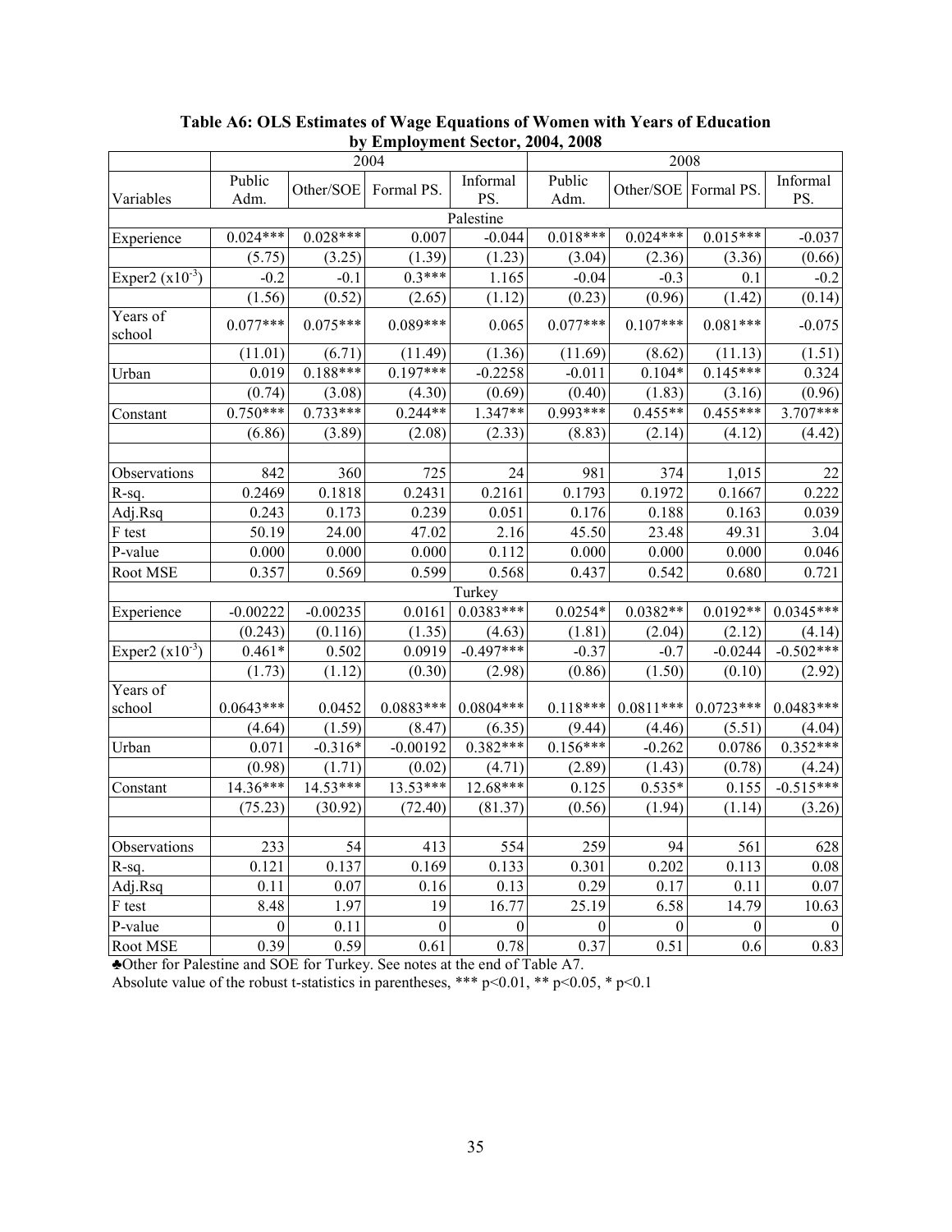**Table A6: OLS Estimates of Wage Equations of Women with Years of Education by Employment Sector, 2004, 2008**

| | 2004 | | | | 2008 | | | |
|---|---|---|---|---|---|---|---|---|
| Variables | Public Adm. | Other/SOE | Formal PS. | Informal PS. | Public Adm. | Other/SOE | Formal PS. | Informal PS. |
| | | | | Palestine | | | | |
| Experience | 0.024*** | 0.028*** | 0.007 | -0.044 | 0.018*** | 0.024*** | 0.015*** | -0.037 |
| | (5.75) | (3.25) | (1.39) | (1.23) | (3.04) | (2.36) | (3.36) | (0.66) |
| Exper2 ($x10^{-3}$) | -0.2 | -0.1 | 0.3*** | 1.165 | -0.04 | -0.3 | 0.1 | -0.2 |
| | (1.56) | (0.52) | (2.65) | (1.12) | (0.23) | (0.96) | (1.42) | (0.14) |
| Years of school | 0.077*** | 0.075*** | 0.089*** | 0.065 | 0.077*** | 0.107*** | 0.081*** | -0.075 |
| | (11.01) | (6.71) | (11.49) | (1.36) | (11.69) | (8.62) | (11.13) | (1.51) |
| Urban | 0.019 | 0.188*** | 0.197*** | -0.2258 | -0.011 | 0.104* | 0.145*** | 0.324 |
| | (0.74) | (3.08) | (4.30) | (0.69) | (0.40) | (1.83) | (3.16) | (0.96) |
| Constant | 0.750*** | 0.733*** | 0.244** | 1.347** | 0.993*** | 0.455** | 0.455*** | 3.707*** |
| | (6.86) | (3.89) | (2.08) | (2.33) | (8.83) | (2.14) | (4.12) | (4.42) |
| | | | | | | | | |
| Observations | 842 | 360 | 725 | 24 | 981 | 374 | 1,015 | 22 |
| R-sq. | 0.2469 | 0.1818 | 0.2431 | 0.2161 | 0.1793 | 0.1972 | 0.1667 | 0.222 |
| Adj.Rsq | 0.243 | 0.173 | 0.239 | 0.051 | 0.176 | 0.188 | 0.163 | 0.039 |
| F test | 50.19 | 24.00 | 47.02 | 2.16 | 45.50 | 23.48 | 49.31 | 3.04 |
| P-value | 0.000 | 0.000 | 0.000 | 0.112 | 0.000 | 0.000 | 0.000 | 0.046 |
| Root MSE | 0.357 | 0.569 | 0.599 | 0.568 | 0.437 | 0.542 | 0.680 | 0.721 |
| | | | | Turkey | | | | |
| Experience | -0.00222 | -0.00235 | 0.0161 | 0.0383*** | 0.0254* | 0.0382** | 0.0192** | 0.0345*** |
| | (0.243) | (0.116) | (1.35) | (4.63) | (1.81) | (2.04) | (2.12) | (4.14) |
| Exper2 ($x10^{-3}$) | 0.461* | 0.502 | 0.0919 | -0.497*** | -0.37 | -0.7 | -0.0244 | -0.502*** |
| | (1.73) | (1.12) | (0.30) | (2.98) | (0.86) | (1.50) | (0.10) | (2.92) |
| Years of school | 0.0643*** | 0.0452 | 0.0883*** | 0.0804*** | 0.118*** | 0.0811*** | 0.0723*** | 0.0483*** |
| | (4.64) | (1.59) | (8.47) | (6.35) | (9.44) | (4.46) | (5.51) | (4.04) |
| Urban | 0.071 | -0.316* | -0.00192 | 0.382*** | 0.156*** | -0.262 | 0.0786 | 0.352*** |
| | (0.98) | (1.71) | (0.02) | (4.71) | (2.89) | (1.43) | (0.78) | (4.24) |
| Constant | 14.36*** | 14.53*** | 13.53*** | 12.68*** | 0.125 | 0.535* | 0.155 | -0.515*** |
| | (75.23) | (30.92) | (72.40) | (81.37) | (0.56) | (1.94) | (1.14) | (3.26) |
| | | | | | | | | |
| Observations | 233 | 54 | 413 | 554 | 259 | 94 | 561 | 628 |
| R-sq. | 0.121 | 0.137 | 0.169 | 0.133 | 0.301 | 0.202 | 0.113 | 0.08 |
| Adj.Rsq | 0.11 | 0.07 | 0.16 | 0.13 | 0.29 | 0.17 | 0.11 | 0.07 |
| F test | 8.48 | 1.97 | 19 | 16.77 | 25.19 | 6.58 | 14.79 | 10.63 |
| P-value | 0 | 0.11 | 0 | 0 | 0 | 0 | 0 | 0 |
| Root MSE | 0.39 | 0.59 | 0.61 | 0.78 | 0.37 | 0.51 | 0.6 | 0.83 |

♣Other for Palestine and SOE for Turkey. See notes at the end of Table A7.

Absolute value of the robust t-statistics in parentheses, *** p<0.01, ** p<0.05, * p<0.1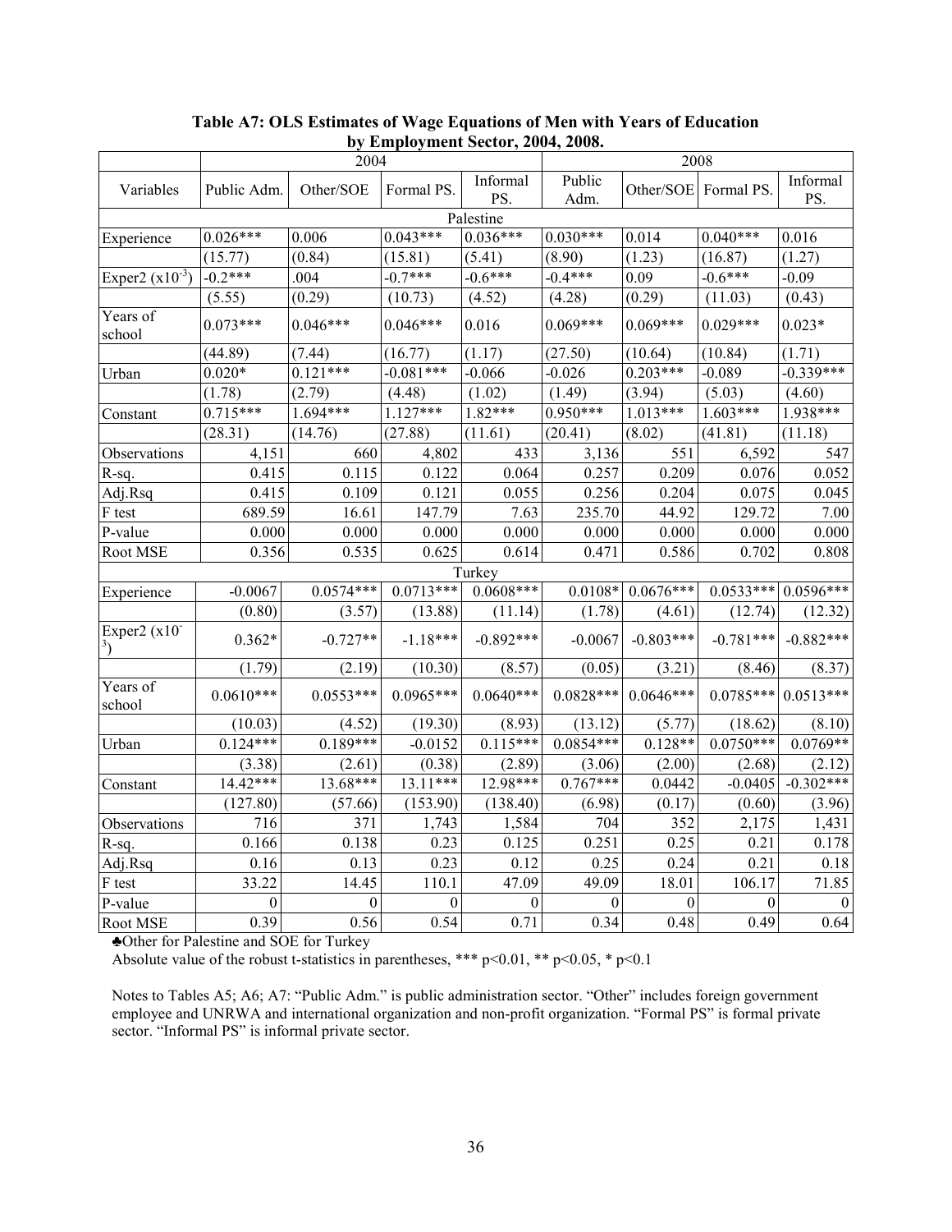**Table A7: OLS Estimates of Wage Equations of Men with Years of Education by Employment Sector, 2004, 2008.**

| | 2004 | | | | 2008 | | | |
|---|---|---|---|---|---|---|---|---|
| Variables | Public Adm. | Other/SOE | Formal PS. | Informal PS. | Public Adm. | Other/SOE | Formal PS. | Informal PS. |
| **Palestine** | | | | | | | | |
| Experience | 0.026*** | 0.006 | 0.043*** | 0.036*** | 0.030*** | 0.014 | 0.040*** | 0.016 |
| | (15.77) | (0.84) | (15.81) | (5.41) | (8.90) | (1.23) | (16.87) | (1.27) |
| Exper2 ($x10^{-3}$) | -0.2*** | .004 | -0.7*** | -0.6*** | -0.4*** | 0.09 | -0.6*** | -0.09 |
| | (5.55) | (0.29) | (10.73) | (4.52) | (4.28) | (0.29) | (11.03) | (0.43) |
| Years of school | 0.073*** | 0.046*** | 0.046*** | 0.016 | 0.069*** | 0.069*** | 0.029*** | 0.023* |
| | (44.89) | (7.44) | (16.77) | (1.17) | (27.50) | (10.64) | (10.84) | (1.71) |
| Urban | 0.020* | 0.121*** | -0.081*** | -0.066 | -0.026 | 0.203*** | -0.089 | -0.339*** |
| | (1.78) | (2.79) | (4.48) | (1.02) | (1.49) | (3.94) | (5.03) | (4.60) |
| Constant | 0.715*** | 1.694*** | 1.127*** | 1.82*** | 0.950*** | 1.013*** | 1.603*** | 1.938*** |
| | (28.31) | (14.76) | (27.88) | (11.61) | (20.41) | (8.02) | (41.81) | (11.18) |
| Observations | 4,151 | 660 | 4,802 | 433 | 3,136 | 551 | 6,592 | 547 |
| R-sq. | 0.415 | 0.115 | 0.122 | 0.064 | 0.257 | 0.209 | 0.076 | 0.052 |
| Adj.Rsq | 0.415 | 0.109 | 0.121 | 0.055 | 0.256 | 0.204 | 0.075 | 0.045 |
| F test | 689.59 | 16.61 | 147.79 | 7.63 | 235.70 | 44.92 | 129.72 | 7.00 |
| P-value | 0.000 | 0.000 | 0.000 | 0.000 | 0.000 | 0.000 | 0.000 | 0.000 |
| Root MSE | 0.356 | 0.535 | 0.625 | 0.614 | 0.471 | 0.586 | 0.702 | 0.808 |
| **Turkey** | | | | | | | | |
| Experience | -0.0067 | 0.0574*** | 0.0713*** | 0.0608*** | 0.0108* | 0.0676*** | 0.0533*** | 0.0596*** |
| | (0.80) | (3.57) | (13.88) | (11.14) | (1.78) | (4.61) | (12.74) | (12.32) |
| Exper2 ($x10^{-3}$) | 0.362* | -0.727** | -1.18*** | -0.892*** | -0.0067 | -0.803*** | -0.781*** | -0.882*** |
| | (1.79) | (2.19) | (10.30) | (8.57) | (0.05) | (3.21) | (8.46) | (8.37) |
| Years of school | 0.0610*** | 0.0553*** | 0.0965*** | 0.0640*** | 0.0828*** | 0.0646*** | 0.0785*** | 0.0513*** |
| | (10.03) | (4.52) | (19.30) | (8.93) | (13.12) | (5.77) | (18.62) | (8.10) |
| Urban | 0.124*** | 0.189*** | -0.0152 | 0.115*** | 0.0854*** | 0.128** | 0.0750*** | 0.0769** |
| | (3.38) | (2.61) | (0.38) | (2.89) | (3.06) | (2.00) | (2.68) | (2.12) |
| Constant | 14.42*** | 13.68*** | 13.11*** | 12.98*** | 0.767*** | 0.0442 | -0.0405 | -0.302*** |
| | (127.80) | (57.66) | (153.90) | (138.40) | (6.98) | (0.17) | (0.60) | (3.96) |
| Observations | 716 | 371 | 1,743 | 1,584 | 704 | 352 | 2,175 | 1,431 |
| R-sq. | 0.166 | 0.138 | 0.23 | 0.125 | 0.251 | 0.25 | 0.21 | 0.178 |
| Adj.Rsq | 0.16 | 0.13 | 0.23 | 0.12 | 0.25 | 0.24 | 0.21 | 0.18 |
| F test | 33.22 | 14.45 | 110.1 | 47.09 | 49.09 | 18.01 | 106.17 | 71.85 |
| P-value | 0 | 0 | 0 | 0 | 0 | 0 | 0 | 0 |
| Root MSE | 0.39 | 0.56 | 0.54 | 0.71 | 0.34 | 0.48 | 0.49 | 0.64 |

♣Other for Palestine and SOE for Turkey

Absolute value of the robust t-statistics in parentheses, *** p<0.01, ** p<0.05, * p<0.1

Notes to Tables A5; A6; A7: "Public Adm." is public administration sector. "Other" includes foreign government employee and UNRWA and international organization and non-profit organization. "Formal PS" is formal private sector. "Informal PS" is informal private sector.